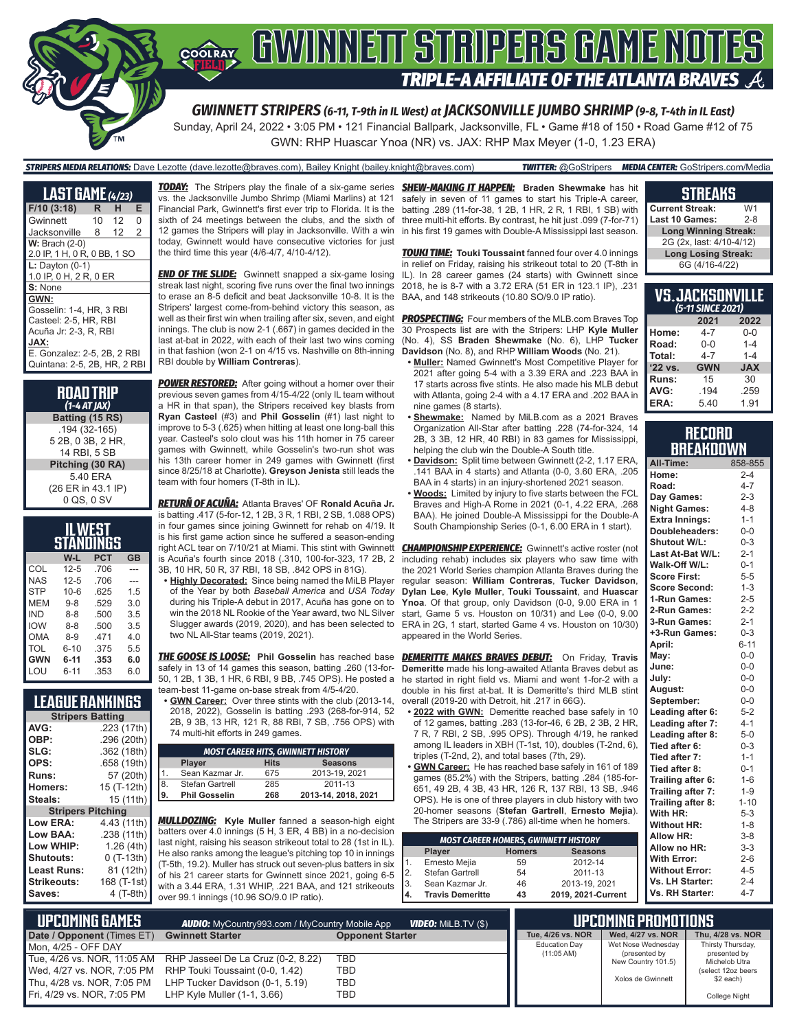# GWINNETT STRIPERS GAME NOTES

## TRIPLE-A AFFILIATE OF THE ATLANTA BRAVES

### GWINNETT STRIPERS (6-11, T-9th in IL West) at JACKSONVILLE JUMBO SHRIMP (9-8, T-4th in IL East)

Sunday, April 24, 2022 • 3:05 PM • 121 Financial Ballpark, Jacksonville, FL • Game #18 of 150 • Road Game #12 of 75

GWN: RHP Huascar Ynoa (NR) vs. JAX: RHP Max Meyer (1-0, 1.23 ERA)

**STRIPERS MEDIA RELATIONS:** Dave Lezotte (dave.lezotte@braves.com), Bailey Knight (bailey.knight@braves.com) **TWITTER:** @GoStripers **MEDIA CENTER:** GoStripers.com/Media

## LAST GAME (4/23)

| F/10 (3:18) | R | H | E |
|---|---|---|---|
| Gwinnett | 10 | 12 | 0 |
| Jacksonville | 8 | 12 | 2 |

**W:** Brach (2-0)
2.0 IP, 1 H, 0 R, 0 BB, 1 SO

**L:** Dayton (0-1)
1.0 IP, 0 H, 2 R, 0 ER

**S:** None

**GWN:**
Gosselin: 1-4, HR, 3 RBI
Casteel: 2-5, HR, RBI
Acuña Jr: 2-3, R, RBI

**JAX:**
E. Gonzalez: 2-5, 2B, 2 RBI
Quintana: 2-5, 2B, HR, 2 RBI

## ROAD TRIP (1-4 AT JAX)

**Batting (15 RS)**
.194 (32-165)
5 2B, 0 3B, 2 HR,
14 RBI, 5 SB

**Pitching (30 RA)**
5.40 ERA
(26 ER in 43.1 IP)
0 QS, 0 SV

## IL WEST STANDINGS

| | W-L | PCT | GB |
|---|---|---|---|
| COL | 12-5 | .706 | --- |
| NAS | 12-5 | .706 | --- |
| STP | 10-6 | .625 | 1.5 |
| MEM | 9-8 | .529 | 3.0 |
| IND | 8-8 | .500 | 3.5 |
| IOW | 8-8 | .500 | 3.5 |
| OMA | 8-9 | .471 | 4.0 |
| TOL | 6-10 | .375 | 5.5 |
| **GWN** | **6-11** | **.353** | **6.0** |
| LOU | 6-11 | .353 | 6.0 |

## LEAGUE RANKINGS

| **Stripers Batting** | |
|---|---|
| AVG: | .223 (17th) |
| OBP: | .296 (20th) |
| SLG: | .362 (18th) |
| OPS: | .658 (19th) |
| Runs: | 57 (20th) |
| Homers: | 15 (T-12th) |
| Steals: | 15 (11th) |
| **Stripers Pitching** | |
| Low ERA: | 4.43 (11th) |
| Low BAA: | .238 (11th) |
| Low WHIP: | 1.26 (4th) |
| Shutouts: | 0 (T-13th) |
| Least Runs: | 81 (12th) |
| Strikeouts: | 168 (T-1st) |
| Saves: | 4 (T-8th) |

***TODAY:*** The Stripers play the finale of a six-game series vs. the Jacksonville Jumbo Shrimp (Miami Marlins) at 121 Financial Park, Gwinnett's first ever trip to Florida. It is the sixth of 24 meetings between the clubs, and the sixth of 12 games the Stripers will play in Jacksonville. With a win today, Gwinnett would have consecutive victories for just the third time this year (4/6-4/7, 4/10-4/12).

***END OF THE SLIDE:*** Gwinnett snapped a six-game losing streak last night, scoring five runs over the final two innings to erase an 8-5 deficit and beat Jacksonville 10-8. It is the Stripers' largest come-from-behind victory this season, as well as their first win when trailing after six, seven, and eight innings. The club is now 2-1 (.667) in games decided in the last at-bat in 2022, with each of their last two wins coming in that fashion (won 2-1 on 4/15 vs. Nashville on 8th-inning RBI double by **William Contreras**).

***POWER RESTORED:*** After going without a homer over their previous seven games from 4/15-4/22 (only IL team without a HR in that span), the Stripers received key blasts from **Ryan Casteel** (#3) and **Phil Gosselin** (#1) last night to improve to 5-3 (.625) when hitting at least one long-ball this year. Casteel's solo clout was his 11th homer in 75 career games with Gwinnett, while Gosselin's two-run shot was his 13th career homer in 249 games with Gwinnett (first since 8/25/18 at Charlotte). **Greyson Jenista** still leads the team with four homers (T-8th in IL).

***RETURÑ OF ACUÑA:*** Atlanta Braves' OF **Ronald Acuña Jr.** is batting .417 (5-for-12, 1 2B, 3 R, 1 RBI, 2 SB, 1.088 OPS) in four games since joining Gwinnett for rehab on 4/19. It is his first game action since he suffered a season-ending right ACL tear on 7/10/21 at Miami. This stint with Gwinnett is Acuña's fourth since 2018 (.310, 100-for-323, 17 2B, 2 3B, 10 HR, 50 R, 37 RBI, 18 SB, .842 OPS in 81G).

- **Highly Decorated:** Since being named the MiLB Player of the Year by both *Baseball America* and *USA Today* during his Triple-A debut in 2017, Acuña has gone on to win the 2018 NL Rookie of the Year award, two NL Silver Slugger awards (2019, 2020), and has been selected to two NL All-Star teams (2019, 2021).

***THE GOOSE IS LOOSE:*** **Phil Gosselin** has reached base safely in 13 of 14 games this season, batting .260 (13-for-50, 1 2B, 1 3B, 1 HR, 6 RBI, 9 BB, .745 OPS). He posted a team-best 11-game on-base streak from 4/5-4/20.

- **GWN Career:** Over three stints with the club (2013-14, 2018, 2022), Gosselin is batting .293 (268-for-914, 52 2B, 9 3B, 13 HR, 121 R, 88 RBI, 7 SB, .756 OPS) with 74 multi-hit efforts in 249 games.

| MOST CAREER HITS, GWINNETT HISTORY | | | |
|---|---|---|---|
| | Player | Hits | Seasons |
| 1. | Sean Kazmar Jr. | 675 | 2013-19, 2021 |
| 8. | Stefan Gartrell | 285 | 2011-13 |
| **9.** | **Phil Gosselin** | **268** | **2013-14, 2018, 2021** |

***MULLDOZING:*** **Kyle Muller** fanned a season-high eight batters over 4.0 innings (5 H, 3 ER, 4 BB) in a no-decision last night, raising his season strikeout total to 28 (1st in IL). He also ranks among the league's pitching top 10 in innings (T-5th, 19.2). Muller has struck out seven-plus batters in six of his 21 career starts for Gwinnett since 2021, going 6-5 with a 3.44 ERA, 1.31 WHIP, .221 BAA, and 121 strikeouts over 99.1 innings (10.96 SO/9.0 IP ratio).

***SHEW-MAKING IT HAPPEN:*** **Braden Shewmake** has hit safely in seven of 11 games to start his Triple-A career, batting .289 (11-for-38, 1 2B, 1 HR, 2 R, 1 RBI, 1 SB) with three multi-hit efforts. By contrast, he hit just .099 (7-for-71) in his first 19 games with Double-A Mississippi last season.

***TOUKI TIME:*** **Touki Toussaint** fanned four over 4.0 innings in relief on Friday, raising his strikeout total to 20 (T-8th in IL). In 28 career games (24 starts) with Gwinnett since 2018, he is 8-7 with a 3.72 ERA (51 ER in 123.1 IP), .231 BAA, and 148 strikeouts (10.80 SO/9.0 IP ratio).

***PROSPECTING:*** Four members of the MLB.com Braves Top 30 Prospects list are with the Stripers: LHP **Kyle Muller** (No. 4), SS **Braden Shewmake** (No. 6), LHP **Tucker Davidson** (No. 8), and RHP **William Woods** (No. 21).

- **Muller:** Named Gwinnett's Most Competitive Player for 2021 after going 5-4 with a 3.39 ERA and .223 BAA in 17 starts across five stints. He also made his MLB debut with Atlanta, going 2-4 with a 4.17 ERA and .202 BAA in nine games (8 starts).
- **Shewmake:** Named by MiLB.com as a 2021 Braves Organization All-Star after batting .228 (74-for-324, 14 2B, 3 3B, 12 HR, 40 RBI) in 83 games for Mississippi, helping the club win the Double-A South title.
- **Davidson:** Split time between Gwinnett (2-2, 1.17 ERA, .141 BAA in 4 starts) and Atlanta (0-0, 3.60 ERA, .205 BAA in 4 starts) in an injury-shortened 2021 season.
- **Woods:** Limited by injury to five starts between the FCL Braves and High-A Rome in 2021 (0-1, 4.22 ERA, .268 BAA). He joined Double-A Mississippi for the Double-A South Championship Series (0-1, 6.00 ERA in 1 start).

***CHAMPIONSHIP EXPERIENCE:*** Gwinnett's active roster (not including rehab) includes six players who saw time with the 2021 World Series champion Atlanta Braves during the regular season: **William Contreras**, **Tucker Davidson**, **Dylan Lee**, **Kyle Muller**, **Touki Toussaint**, and **Huascar Ynoa**. Of that group, only Davidson (0-0, 9.00 ERA in 1 start, Game 5 vs. Houston on 10/31) and Lee (0-0, 9.00 ERA in 2G, 1 start, started Game 4 vs. Houston on 10/30) appeared in the World Series.

***DEMERITTE MAKES BRAVES DEBUT:*** On Friday, **Travis Demeritte** made his long-awaited Atlanta Braves debut as he started in right field vs. Miami and went 1-for-2 with a double in his first at-bat. It is Demeritte's third MLB stint overall (2019-20 with Detroit, hit .217 in 66G).

- **2022 with GWN:** Demeritte reached base safely in 10 of 12 games, batting .283 (13-for-46, 6 2B, 2 3B, 2 HR, 7 R, 7 RBI, 2 SB, .995 OPS). Through 4/19, he ranked among IL leaders in XBH (T-1st, 10), doubles (T-2nd, 6), triples (T-2nd, 2), and total bases (7th, 29).
- **GWN Career:** He has reached base safely in 161 of 189 games (85.2%) with the Stripers, batting .284 (185-for-651, 49 2B, 4 3B, 43 HR, 126 R, 137 RBI, 13 SB, .946 OPS). He is one of three players in club history with two 20-homer seasons (**Stefan Gartrell**, **Ernesto Mejia**). The Stripers are 33-9 (.786) all-time when he homers.

| MOST CAREER HOMERS, GWINNETT HISTORY | | | |
|---|---|---|---|
| | Player | Homers | Seasons |
| 1. | Ernesto Mejia | 59 | 2012-14 |
| 2. | Stefan Gartrell | 54 | 2011-13 |
| 3. | Sean Kazmar Jr. | 46 | 2013-19, 2021 |
| **4.** | **Travis Demeritte** | **43** | **2019, 2021-Current** |

## STREAKS

| | |
|---|---|
| Current Streak: | W1 |
| Last 10 Games: | 2-8 |
| **Long Winning Streak:** | |
| 2G (2x, last: 4/10-4/12) | |
| **Long Losing Streak:** | |
| 6G (4/16-4/22) | |

## VS. JACKSONVILLE (5-11 SINCE 2021)

| | 2021 | 2022 |
|---|---|---|
| Home: | 4-7 | 0-0 |
| Road: | 0-0 | 1-4 |
| Total: | 4-7 | 1-4 |
| '22 vs. | GWN | JAX |
| Runs: | 15 | 30 |
| AVG: | .194 | .259 |
| ERA: | 5.40 | 1.91 |

## RECORD BREAKDOWN

| | |
|---|---|
| All-Time: | 858-855 |
| Home: | 2-4 |
| Road: | 4-7 |
| Day Games: | 2-3 |
| Night Games: | 4-8 |
| Extra Innings: | 1-1 |
| Doubleheaders: | 0-0 |
| Shutout W/L: | 0-3 |
| Last At-Bat W/L: | 2-1 |
| Walk-Off W/L: | 0-1 |
| Score First: | 5-5 |
| Score Second: | 1-3 |
| 1-Run Games: | 2-5 |
| 2-Run Games: | 2-2 |
| 3-Run Games: | 2-1 |
| +3-Run Games: | 0-3 |
| April: | 6-11 |
| May: | 0-0 |
| June: | 0-0 |
| July: | 0-0 |
| August: | 0-0 |
| September: | 0-0 |
| Leading after 6: | 5-2 |
| Leading after 7: | 4-1 |
| Leading after 8: | 5-0 |
| Tied after 6: | 0-3 |
| Tied after 7: | 1-1 |
| Tied after 8: | 0-1 |
| Trailing after 6: | 1-6 |
| Trailing after 7: | 1-9 |
| Trailing after 8: | 1-10 |
| With HR: | 5-3 |
| Without HR: | 1-8 |
| Allow HR: | 3-8 |
| Allow no HR: | 3-3 |
| With Error: | 2-6 |
| Without Error: | 4-5 |
| Vs. LH Starter: | 2-4 |
| Vs. RH Starter: | 4-7 |

## UPCOMING GAMES

**AUDIO:** MyCountry993.com / MyCountry Mobile App **VIDEO:** MiLB.TV ($)

| Date / Opponent (Times ET) | Gwinnett Starter | Opponent Starter |
|---|---|---|
| Mon, 4/25 - OFF DAY | | |
| Tue, 4/26 vs. NOR, 11:05 AM | RHP Jasseel De La Cruz (0-2, 8.22) | TBD |
| Wed, 4/27 vs. NOR, 7:05 PM | RHP Touki Toussaint (0-0, 1.42) | TBD |
| Thu, 4/28 vs. NOR, 7:05 PM | LHP Tucker Davidson (0-1, 5.19) | TBD |
| Fri, 4/29 vs. NOR, 7:05 PM | LHP Kyle Muller (1-1, 3.66) | TBD |

## UPCOMING PROMOTIONS

| Tue, 4/26 vs. NOR | Wed, 4/27 vs. NOR | Thu, 4/28 vs. NOR |
|---|---|---|
| Education Day (11:05 AM) | Wet Nose Wednesday (presented by New Country 101.5) Xolos de Gwinnett | Thirsty Thursday, presented by Michelob Ultra (select 12oz beers $2 each) College Night |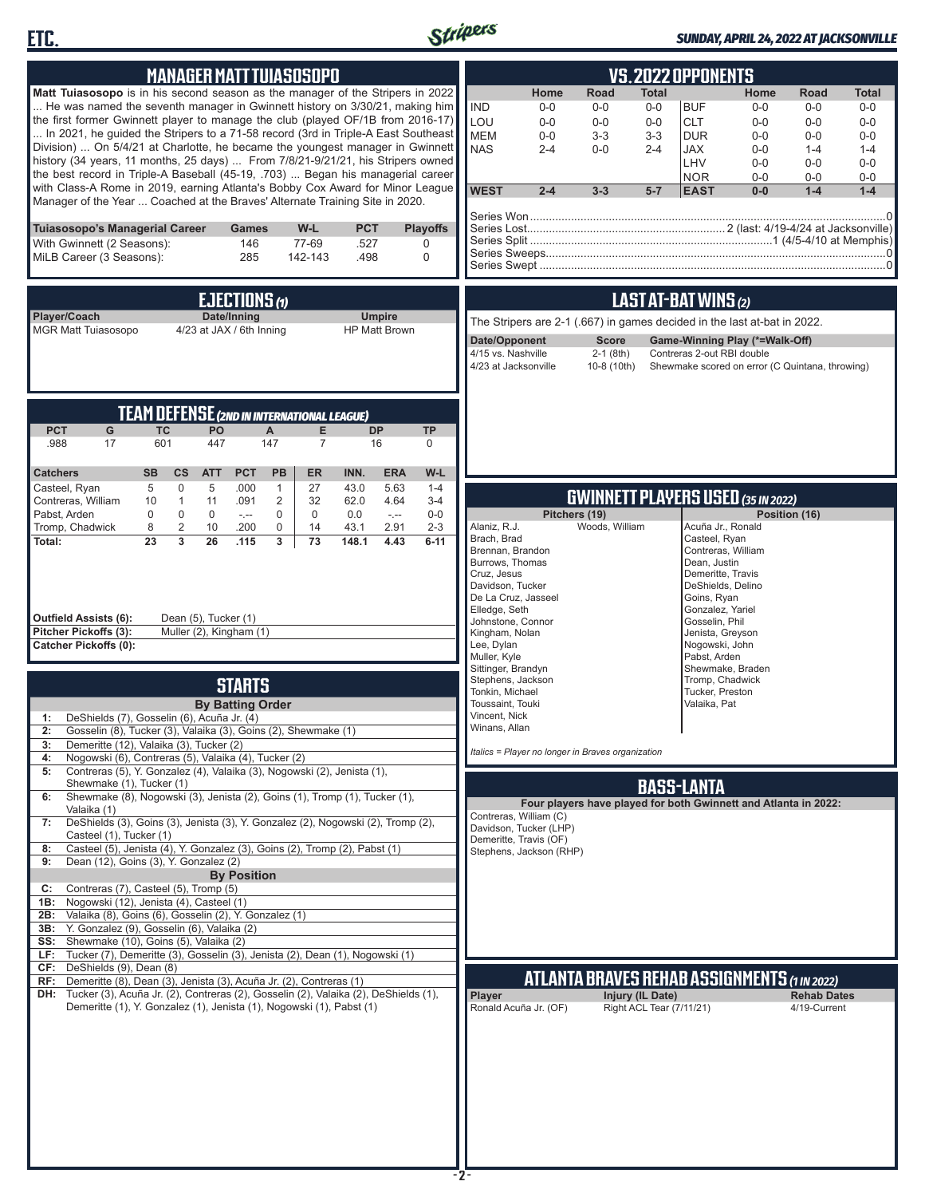## MANAGER MATT TUIASOSOPO

**Matt Tuiasosopo** is in his second season as the manager of the Stripers in 2022 ... He was named the seventh manager in Gwinnett history on 3/30/21, making him the first former Gwinnett player to manage the club (played OF/1B from 2016-17) ... In 2021, he guided the Stripers to a 71-58 record (3rd in Triple-A East Southeast Division) ... On 5/4/21 at Charlotte, he became the youngest manager in Gwinnett history (34 years, 11 months, 25 days) ... From 7/8/21-9/21/21, his Stripers owned the best record in Triple-A Baseball (45-19, .703) ... Began his managerial career with Class-A Rome in 2019, earning Atlanta's Bobby Cox Award for Minor League Manager of the Year ... Coached at the Braves' Alternate Training Site in 2020.

| Tuiasosopo's Managerial Career | Games | W-L | PCT | Playoffs |
|---|---|---|---|---|
| With Gwinnett (2 Seasons): | 146 | 77-69 | .527 | 0 |
| MiLB Career (3 Seasons): | 285 | 142-143 | .498 | 0 |

## EJECTIONS (1)

| Player/Coach | Date/Inning | Umpire |
|---|---|---|
| MGR Matt Tuiasosopo | 4/23 at JAX / 6th Inning | HP Matt Brown |

## TEAM DEFENSE (2ND IN INTERNATIONAL LEAGUE)

| PCT | G | TC | PO | A | E | DP | TP |
|---|---|---|---|---|---|---|---|
| .988 | 17 | 601 | 447 | 147 | 7 | 16 | 0 |

| Catchers | SB | CS | ATT | PCT | PB | ER | INN. | ERA | W-L |
|---|---|---|---|---|---|---|---|---|---|
| Casteel, Ryan | 5 | 0 | 5 | .000 | 1 | 27 | 43.0 | 5.63 | 1-4 |
| Contreras, William | 10 | 1 | 11 | .091 | 2 | 32 | 62.0 | 4.64 | 3-4 |
| Pabst, Arden | 0 | 0 | 0 | -.-- | 0 | 0 | 0.0 | -.-- | 0-0 |
| Tromp, Chadwick | 8 | 2 | 10 | .200 | 0 | 14 | 43.1 | 2.91 | 2-3 |
| **Total:** | **23** | **3** | **26** | **.115** | **3** | **73** | **148.1** | **4.43** | **6-11** |

**Outfield Assists (6):** Dean (5), Tucker (1)
**Pitcher Pickoffs (3):** Muller (2), Kingham (1)
**Catcher Pickoffs (0):**

## STARTS

**By Batting Order**

| | |
|---|---|
| 1: | DeShields (7), Gosselin (6), Acuña Jr. (4) |
| 2: | Gosselin (8), Tucker (3), Valaika (3), Goins (2), Shewmake (1) |
| 3: | Demeritte (12), Valaika (3), Tucker (2) |
| 4: | Nogowski (6), Contreras (5), Valaika (4), Tucker (2) |
| 5: | Contreras (5), Y. Gonzalez (4), Valaika (3), Nogowski (2), Jenista (1), Shewmake (1), Tucker (1) |
| 6: | Shewmake (8), Nogowski (3), Jenista (2), Goins (1), Tromp (1), Tucker (1), Valaika (1) |
| 7: | DeShields (3), Goins (3), Jenista (3), Y. Gonzalez (2), Nogowski (2), Tromp (2), Casteel (1), Tucker (1) |
| 8: | Casteel (5), Jenista (4), Y. Gonzalez (3), Goins (2), Tromp (2), Pabst (1) |
| 9: | Dean (12), Goins (3), Y. Gonzalez (2) |

**By Position**

| | |
|---|---|
| C: | Contreras (7), Casteel (5), Tromp (5) |
| 1B: | Nogowski (12), Jenista (4), Casteel (1) |
| 2B: | Valaika (8), Goins (6), Gosselin (2), Y. Gonzalez (1) |
| 3B: | Y. Gonzalez (9), Gosselin (6), Valaika (2) |
| SS: | Shewmake (10), Goins (5), Valaika (2) |
| LF: | Tucker (7), Demeritte (3), Gosselin (3), Jenista (2), Dean (1), Nogowski (1) |
| CF: | DeShields (9), Dean (8) |
| RF: | Demeritte (8), Dean (3), Jenista (3), Acuña Jr. (2), Contreras (1) |
| DH: | Tucker (3), Acuña Jr. (2), Contreras (2), Gosselin (2), Valaika (2), DeShields (1), Demeritte (1), Y. Gonzalez (1), Jenista (1), Nogowski (1), Pabst (1) |

## VS. 2022 OPPONENTS

| | Home | Road | Total | | Home | Road | Total |
|---|---|---|---|---|---|---|---|
| IND | 0-0 | 0-0 | 0-0 | BUF | 0-0 | 0-0 | 0-0 |
| LOU | 0-0 | 0-0 | 0-0 | CLT | 0-0 | 0-0 | 0-0 |
| MEM | 0-0 | 3-3 | 3-3 | DUR | 0-0 | 0-0 | 0-0 |
| NAS | 2-4 | 0-0 | 2-4 | JAX | 0-0 | 1-4 | 1-4 |
| | | | | LHV | 0-0 | 0-0 | 0-0 |
| | | | | NOR | 0-0 | 0-0 | 0-0 |
| **WEST** | **2-4** | **3-3** | **5-7** | **EAST** | **0-0** | **1-4** | **1-4** |

Series Won: 0
Series Lost: 2 (last: 4/19-4/24 at Jacksonville)
Series Split: 1 (4/5-4/10 at Memphis)
Series Sweeps: 0
Series Swept: 0

## LAST AT-BAT WINS (2)

The Stripers are 2-1 (.667) in games decided in the last at-bat in 2022.

| Date/Opponent | Score | Game-Winning Play (*=Walk-Off) |
|---|---|---|
| 4/15 vs. Nashville | 2-1 (8th) | Contreras 2-out RBI double |
| 4/23 at Jacksonville | 10-8 (10th) | Shewmake scored on error (C Quintana, throwing) |

## GWINNETT PLAYERS USED (35 IN 2022)

**Pitchers (19):** Alaniz, R.J.; Brach, Brad; Brennan, Brandon; Burrows, Thomas; Cruz, Jesus; Davidson, Tucker; De La Cruz, Jasseel; Elledge, Seth; Johnstone, Connor; Kingham, Nolan; Lee, Dylan; Muller, Kyle; Sittinger, Brandyn; Stephens, Jackson; Tonkin, Michael; Toussaint, Touki; Vincent, Nick; Winans, Allan; Woods, William

**Position (16):** Acuña Jr., Ronald; Casteel, Ryan; Contreras, William; Dean, Justin; Demeritte, Travis; DeShields, Delino; Goins, Ryan; Gonzalez, Yariel; Gosselin, Phil; Jenista, Greyson; Nogowski, John; Pabst, Arden; Shewmake, Braden; Tromp, Chadwick; Tucker, Preston; Valaika, Pat

*Italics = Player no longer in Braves organization*

## BASS-LANTA

**Four players have played for both Gwinnett and Atlanta in 2022:**

Contreras, William (C)
Davidson, Tucker (LHP)
Demeritte, Travis (OF)
Stephens, Jackson (RHP)

## ATLANTA BRAVES REHAB ASSIGNMENTS (1 IN 2022)

| Player | Injury (IL Date) | Rehab Dates |
|---|---|---|
| Ronald Acuña Jr. (OF) | Right ACL Tear (7/11/21) | 4/19-Current |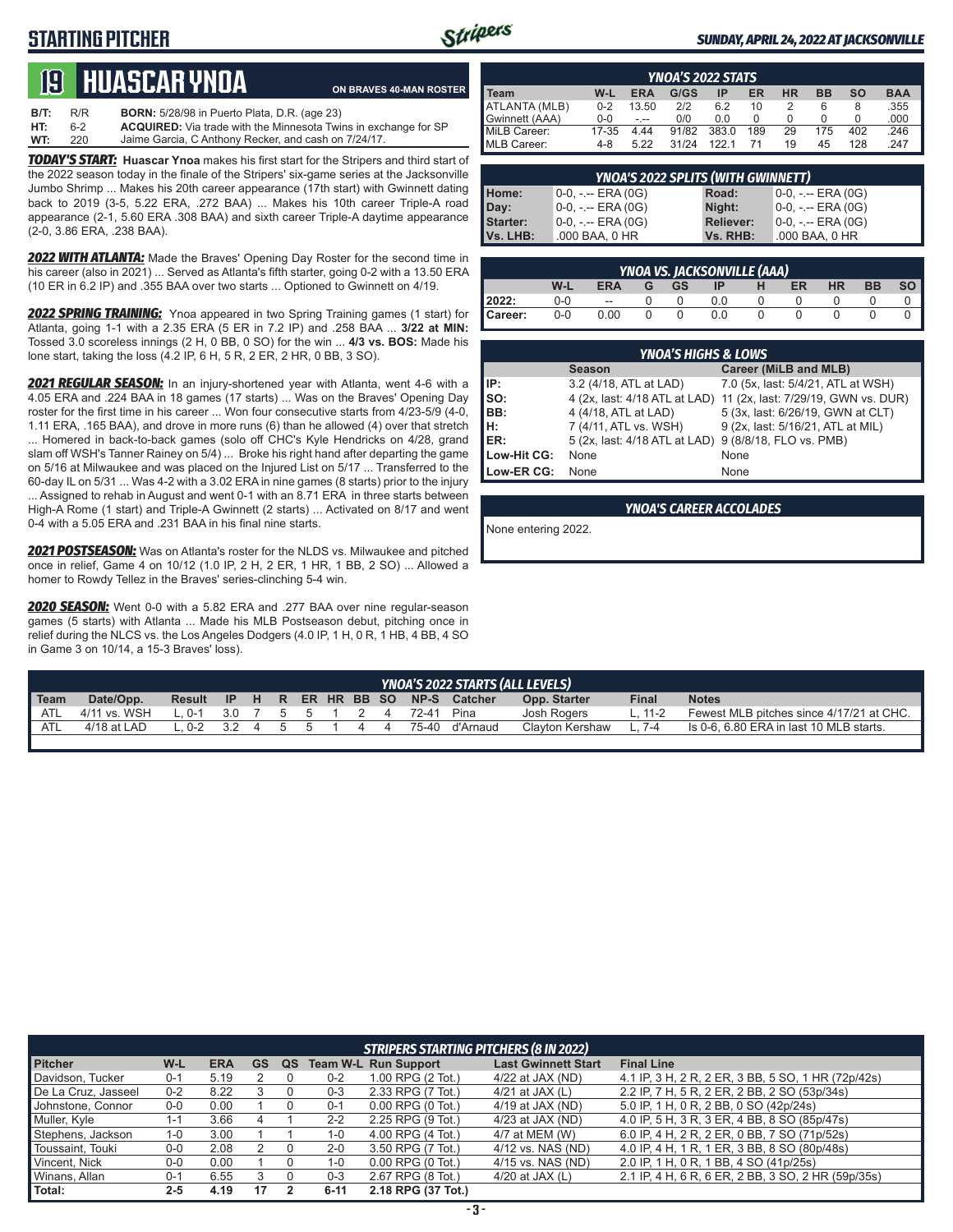# STARTING PITCHER

SUNDAY, APRIL 24, 2022 AT JACKSONVILLE

## 19 HUASCAR YNOA

ON BRAVES 40-MAN ROSTER

**B/T:** R/R **BORN:** 5/28/98 in Puerto Plata, D.R. (age 23)
**HT:** 6-2 **ACQUIRED:** Via trade with the Minnesota Twins in exchange for SP
**WT:** 220 Jaime Garcia, C Anthony Recker, and cash on 7/24/17.

***TODAY'S START:*** **Huascar Ynoa** makes his first start for the Stripers and third start of the 2022 season today in the finale of the Stripers' six-game series at the Jacksonville Jumbo Shrimp ... Makes his 20th career appearance (17th start) with Gwinnett dating back to 2019 (3-5, 5.22 ERA, .272 BAA) ... Makes his 10th career Triple-A road appearance (2-1, 5.60 ERA .308 BAA) and sixth career Triple-A daytime appearance (2-0, 3.86 ERA, .238 BAA).

***2022 WITH ATLANTA:*** Made the Braves' Opening Day Roster for the second time in his career (also in 2021) ... Served as Atlanta's fifth starter, going 0-2 with a 13.50 ERA (10 ER in 6.2 IP) and .355 BAA over two starts ... Optioned to Gwinnett on 4/19.

***2022 SPRING TRAINING:*** Ynoa appeared in two Spring Training games (1 start) for Atlanta, going 1-1 with a 2.35 ERA (5 ER in 7.2 IP) and .258 BAA ... **3/22 at MIN:** Tossed 3.0 scoreless innings (2 H, 0 BB, 0 SO) for the win ... **4/3 vs. BOS:** Made his lone start, taking the loss (4.2 IP, 6 H, 5 R, 2 ER, 2 HR, 0 BB, 3 SO).

***2021 REGULAR SEASON:*** In an injury-shortened year with Atlanta, went 4-6 with a 4.05 ERA and .224 BAA in 18 games (17 starts) ... Was on the Braves' Opening Day roster for the first time in his career ... Won four consecutive starts from 4/23-5/9 (4-0, 1.11 ERA, .165 BAA), and drove in more runs (6) than he allowed (4) over that stretch ... Homered in back-to-back games (solo off CHC's Kyle Hendricks on 4/28, grand slam off WSH's Tanner Rainey on 5/4) ... Broke his right hand after departing the game on 5/16 at Milwaukee and was placed on the Injured List on 5/17 ... Transferred to the 60-day IL on 5/31 ... Was 4-2 with a 3.02 ERA in nine games (8 starts) prior to the injury ... Assigned to rehab in August and went 0-1 with an 8.71 ERA in three starts between High-A Rome (1 start) and Triple-A Gwinnett (2 starts) ... Activated on 8/17 and went 0-4 with a 5.05 ERA and .231 BAA in his final nine starts.

***2021 POSTSEASON:*** Was on Atlanta's roster for the NLDS vs. Milwaukee and pitched once in relief, Game 4 on 10/12 (1.0 IP, 2 H, 2 ER, 1 HR, 1 BB, 2 SO) ... Allowed a homer to Rowdy Tellez in the Braves' series-clinching 5-4 win.

***2020 SEASON:*** Went 0-0 with a 5.82 ERA and .277 BAA over nine regular-season games (5 starts) with Atlanta ... Made his MLB Postseason debut, pitching once in relief during the NLCS vs. the Los Angeles Dodgers (4.0 IP, 1 H, 0 R, 1 HB, 4 BB, 4 SO in Game 3 on 10/14, a 15-3 Braves' loss).

### YNOA'S 2022 STATS

| Team | W-L | ERA | G/GS | IP | ER | HR | BB | SO | BAA |
|---|---|---|---|---|---|---|---|---|---|
| ATLANTA (MLB) | 0-2 | 13.50 | 2/2 | 6.2 | 10 | 2 | 6 | 8 | .355 |
| Gwinnett (AAA) | 0-0 | -.-- | 0/0 | 0.0 | 0 | 0 | 0 | 0 | .000 |
| MiLB Career: | 17-35 | 4.44 | 91/82 | 383.0 | 189 | 29 | 175 | 402 | .246 |
| MLB Career: | 4-8 | 5.22 | 31/24 | 122.1 | 71 | 19 | 45 | 128 | .247 |

### YNOA'S 2022 SPLITS (WITH GWINNETT)

| | | | |
|---|---|---|---|
| Home: | 0-0, -.-- ERA (0G) | Road: | 0-0, -.-- ERA (0G) |
| Day: | 0-0, -.-- ERA (0G) | Night: | 0-0, -.-- ERA (0G) |
| Starter: | 0-0, -.-- ERA (0G) | Reliever: | 0-0, -.-- ERA (0G) |
| Vs. LHB: | .000 BAA, 0 HR | Vs. RHB: | .000 BAA, 0 HR |

### YNOA VS. JACKSONVILLE (AAA)

| | W-L | ERA | G | GS | IP | H | ER | HR | BB | SO |
|---|---|---|---|---|---|---|---|---|---|---|
| 2022: | 0-0 | -- | 0 | 0 | 0.0 | 0 | 0 | 0 | 0 | 0 |
| Career: | 0-0 | 0.00 | 0 | 0 | 0.0 | 0 | 0 | 0 | 0 | 0 |

### YNOA'S HIGHS & LOWS

| | Season | Career (MiLB and MLB) |
|---|---|---|
| IP: | 3.2 (4/18, ATL at LAD) | 7.0 (5x, last: 5/4/21, ATL at WSH) |
| SO: | 4 (2x, last: 4/18 ATL at LAD) | 11 (2x, last: 7/29/19, GWN vs. DUR) |
| BB: | 4 (4/18, ATL at LAD) | 5 (3x, last: 6/26/19, GWN at CLT) |
| H: | 7 (4/11, ATL vs. WSH) | 9 (2x, last: 5/16/21, ATL at MIL) |
| ER: | 5 (2x, last: 4/18 ATL at LAD) | 9 (8/8/18, FLO vs. PMB) |
| Low-Hit CG: | None | None |
| Low-ER CG: | None | None |

### YNOA'S CAREER ACCOLADES

None entering 2022.

### YNOA'S 2022 STARTS (ALL LEVELS)

| Team | Date/Opp. | Result | IP | H | R | ER | HR | BB | SO | NP-S | Catcher | Opp. Starter | Final | Notes |
|---|---|---|---|---|---|---|---|---|---|---|---|---|---|---|
| ATL | 4/11 vs. WSH | L, 0-1 | 3.0 | 7 | 5 | 5 | 1 | 2 | 4 | 72-41 | Pina | Josh Rogers | L, 11-2 | Fewest MLB pitches since 4/17/21 at CHC. |
| ATL | 4/18 at LAD | L, 0-2 | 3.2 | 4 | 5 | 5 | 1 | 4 | 4 | 75-40 | d'Arnaud | Clayton Kershaw | L, 7-4 | Is 0-6, 6.80 ERA in last 10 MLB starts. |

### STRIPERS STARTING PITCHERS (8 IN 2022)

| Pitcher | W-L | ERA | GS | QS | Team W-L | Run Support | Last Gwinnett Start | Final Line |
|---|---|---|---|---|---|---|---|---|
| Davidson, Tucker | 0-1 | 5.19 | 2 | 0 | 0-2 | 1.00 RPG (2 Tot.) | 4/22 at JAX (ND) | 4.1 IP, 3 H, 2 R, 2 ER, 3 BB, 5 SO, 1 HR (72p/42s) |
| De La Cruz, Jasseel | 0-2 | 8.22 | 3 | 0 | 0-3 | 2.33 RPG (7 Tot.) | 4/21 at JAX (L) | 2.2 IP, 7 H, 5 R, 2 ER, 2 BB, 2 SO (53p/34s) |
| Johnstone, Connor | 0-0 | 0.00 | 1 | 0 | 0-1 | 0.00 RPG (0 Tot.) | 4/19 at JAX (ND) | 5.0 IP, 1 H, 0 R, 2 BB, 0 SO (42p/24s) |
| Muller, Kyle | 1-1 | 3.66 | 4 | 1 | 2-2 | 2.25 RPG (9 Tot.) | 4/23 at JAX (ND) | 4.0 IP, 5 H, 3 R, 3 ER, 4 BB, 8 SO (85p/47s) |
| Stephens, Jackson | 1-0 | 3.00 | 1 | 1 | 1-0 | 4.00 RPG (4 Tot.) | 4/7 at MEM (W) | 6.0 IP, 4 H, 2 R, 2 ER, 0 BB, 7 SO (71p/52s) |
| Toussaint, Touki | 0-0 | 2.08 | 2 | 0 | 2-0 | 3.50 RPG (7 Tot.) | 4/12 vs. NAS (ND) | 4.0 IP, 4 H, 1 R, 1 ER, 3 BB, 8 SO (80p/48s) |
| Vincent, Nick | 0-0 | 0.00 | 1 | 0 | 1-0 | 0.00 RPG (0 Tot.) | 4/15 vs. NAS (ND) | 2.0 IP, 1 H, 0 R, 1 BB, 4 SO (41p/25s) |
| Winans, Allan | 0-1 | 6.55 | 3 | 0 | 0-3 | 2.67 RPG (8 Tot.) | 4/20 at JAX (L) | 2.1 IP, 4 H, 6 R, 6 ER, 2 BB, 3 SO, 2 HR (59p/35s) |
| Total: | 2-5 | 4.19 | 17 | 2 | 6-11 | 2.18 RPG (37 Tot.) | | |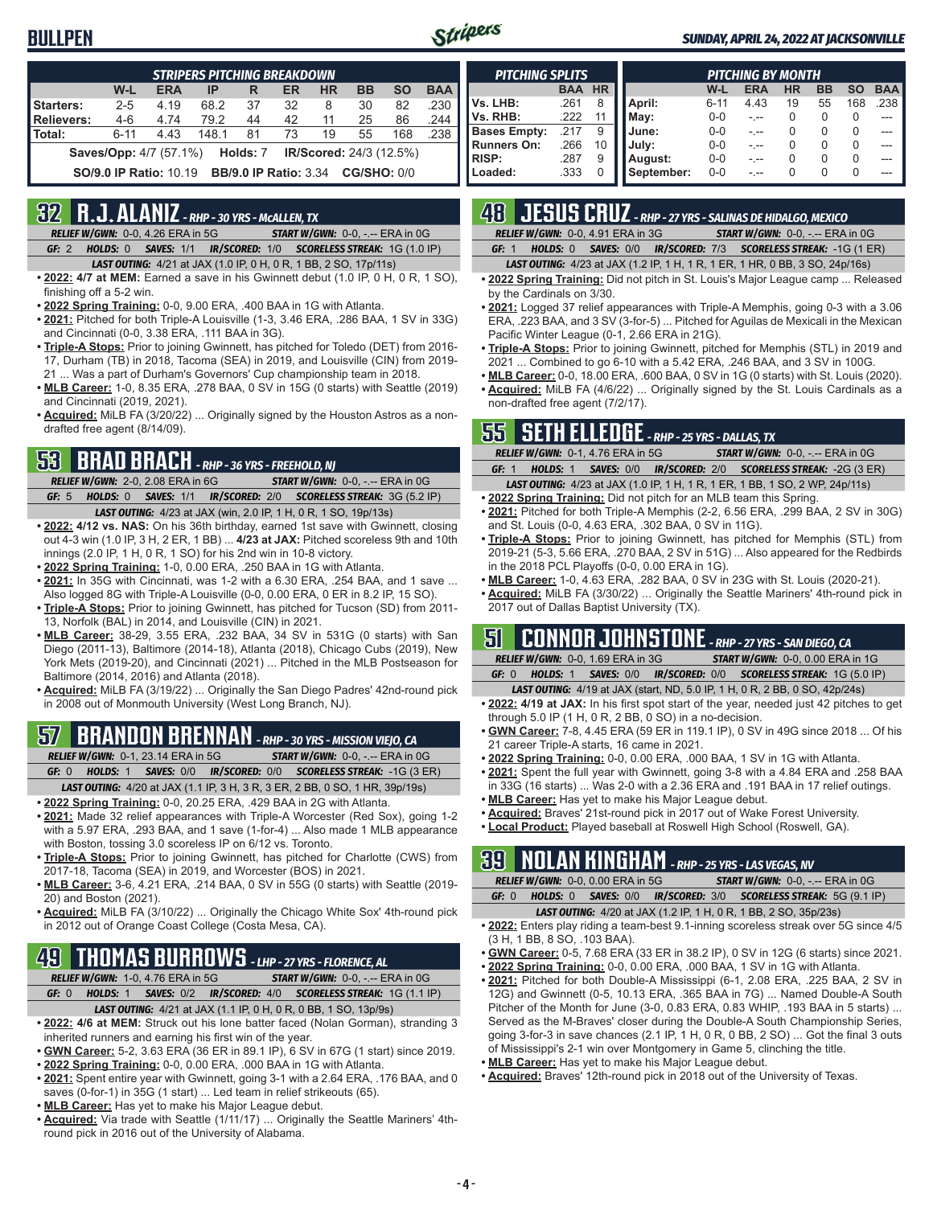# BULLPEN

**SUNDAY, APRIL 24, 2022 AT JACKSONVILLE**

| STRIPERS PITCHING BREAKDOWN | W-L | ERA | IP | R | ER | HR | BB | SO | BAA |
|---|---|---|---|---|---|---|---|---|---|
| Starters: | 2-5 | 4.19 | 68.2 | 37 | 32 | 8 | 30 | 82 | .230 |
| Relievers: | 4-6 | 4.74 | 79.2 | 44 | 42 | 11 | 25 | 86 | .244 |
| Total: | 6-11 | 4.43 | 148.1 | 81 | 73 | 19 | 55 | 168 | .238 |

**Saves/Opp:** 4/7 (57.1%) **Holds:** 7 **IR/Scored:** 24/3 (12.5%)

**SO/9.0 IP Ratio:** 10.19 **BB/9.0 IP Ratio:** 3.34 **CG/SHO:** 0/0

| PITCHING SPLITS | BAA | HR |
|---|---|---|
| Vs. LHB: | .261 | 8 |
| Vs. RHB: | .222 | 11 |
| Bases Empty: | .217 | 9 |
| Runners On: | .266 | 10 |
| RISP: | .287 | 9 |
| Loaded: | .333 | 0 |

| PITCHING BY MONTH | W-L | ERA | HR | BB | SO | BAA |
|---|---|---|---|---|---|---|
| April: | 6-11 | 4.43 | 19 | 55 | 168 | .238 |
| May: | 0-0 | -.-- | 0 | 0 | 0 | --- |
| June: | 0-0 | -.-- | 0 | 0 | 0 | --- |
| July: | 0-0 | -.-- | 0 | 0 | 0 | --- |
| August: | 0-0 | -.-- | 0 | 0 | 0 | --- |
| September: | 0-0 | -.-- | 0 | 0 | 0 | --- |

## 32 R.J. ALANIZ - RHP - 30 YRS - McALLEN, TX

*RELIEF W/GWN:* 0-0, 4.26 ERA in 5G *START W/GWN:* 0-0, -.-- ERA in 0G

*GF:* 2 *HOLDS:* 0 *SAVES:* 1/1 *IR/SCORED:* 1/0 *SCORELESS STREAK:* 1G (1.0 IP)

*LAST OUTING:* 4/21 at JAX (1.0 IP, 0 H, 0 R, 1 BB, 2 SO, 17p/11s)

- **2022:** 4/7 at MEM: Earned a save in his Gwinnett debut (1.0 IP, 0 H, 0 R, 1 SO), finishing off a 5-2 win.
- **2022 Spring Training:** 0-0, 9.00 ERA, .400 BAA in 1G with Atlanta.
- **2021:** Pitched for both Triple-A Louisville (1-3, 3.46 ERA, .286 BAA, 1 SV in 33G) and Cincinnati (0-0, 3.38 ERA, .111 BAA in 3G).
- **Triple-A Stops:** Prior to joining Gwinnett, has pitched for Toledo (DET) from 2016-17, Durham (TB) in 2018, Tacoma (SEA) in 2019, and Louisville (CIN) from 2019-21 ... Was a part of Durham's Governors' Cup championship team in 2018.
- **MLB Career:** 1-0, 8.35 ERA, .278 BAA, 0 SV in 15G (0 starts) with Seattle (2019) and Cincinnati (2019, 2021).
- **Acquired:** MiLB FA (3/20/22) ... Originally signed by the Houston Astros as a non-drafted free agent (8/14/09).

## 53 BRAD BRACH - RHP - 36 YRS - FREEHOLD, NJ

*RELIEF W/GWN:* 2-0, 2.08 ERA in 6G *START W/GWN:* 0-0, -.-- ERA in 0G

*GF:* 5 *HOLDS:* 0 *SAVES:* 1/1 *IR/SCORED:* 2/0 *SCORELESS STREAK:* 3G (5.2 IP)

*LAST OUTING:* 4/23 at JAX (win, 2.0 IP, 1 H, 0 R, 1 SO, 19p/13s)

- **2022:** 4/12 vs. NAS: On his 36th birthday, earned 1st save with Gwinnett, closing out 4-3 win (1.0 IP, 3 H, 2 ER, 1 BB) ... **4/23 at JAX:** Pitched scoreless 9th and 10th innings (2.0 IP, 1 H, 0 R, 1 SO) for his 2nd win in 10-8 victory.
- **2022 Spring Training:** 1-0, 0.00 ERA, .250 BAA in 1G with Atlanta.
- **2021:** In 35G with Cincinnati, was 1-2 with a 6.30 ERA, .254 BAA, and 1 save ... Also logged 8G with Triple-A Louisville (0-0, 0.00 ERA, 0 ER in 8.2 IP, 15 SO).
- **Triple-A Stops:** Prior to joining Gwinnett, has pitched for Tucson (SD) from 2011-13, Norfolk (BAL) in 2014, and Louisville (CIN) in 2021.
- **MLB Career:** 38-29, 3.55 ERA, .232 BAA, 34 SV in 531G (0 starts) with San Diego (2011-13), Baltimore (2014-18), Atlanta (2018), Chicago Cubs (2019), New York Mets (2019-20), and Cincinnati (2021) ... Pitched in the MLB Postseason for Baltimore (2014, 2016) and Atlanta (2018).
- **Acquired:** MiLB FA (3/19/22) ... Originally the San Diego Padres' 42nd-round pick in 2008 out of Monmouth University (West Long Branch, NJ).

## 57 BRANDON BRENNAN - RHP - 30 YRS - MISSION VIEJO, CA

*RELIEF W/GWN:* 0-1, 23.14 ERA in 5G *START W/GWN:* 0-0, -.-- ERA in 0G

*GF:* 0 *HOLDS:* 1 *SAVES:* 0/0 *IR/SCORED:* 0/0 *SCORELESS STREAK:* -1G (3 ER)

*LAST OUTING:* 4/20 at JAX (1.1 IP, 3 H, 3 R, 3 ER, 2 BB, 0 SO, 1 HR, 39p/19s)

- **2022 Spring Training:** 0-0, 20.25 ERA, .429 BAA in 2G with Atlanta.
- **2021:** Made 32 relief appearances with Triple-A Worcester (Red Sox), going 1-2 with a 5.97 ERA, .293 BAA, and 1 save (1-for-4) ... Also made 1 MLB appearance with Boston, tossing 3.0 scoreless IP on 6/12 vs. Toronto.
- **Triple-A Stops:** Prior to joining Gwinnett, has pitched for Charlotte (CWS) from 2017-18, Tacoma (SEA) in 2019, and Worcester (BOS) in 2021.
- **MLB Career:** 3-6, 4.21 ERA, .214 BAA, 0 SV in 55G (0 starts) with Seattle (2019-20) and Boston (2021).
- **Acquired:** MiLB FA (3/10/22) ... Originally the Chicago White Sox' 4th-round pick in 2012 out of Orange Coast College (Costa Mesa, CA).

## 49 THOMAS BURROWS - LHP - 27 YRS - FLORENCE, AL

*RELIEF W/GWN:* 1-0, 4.76 ERA in 5G *START W/GWN:* 0-0, -.-- ERA in 0G

*GF:* 0 *HOLDS:* 1 *SAVES:* 0/2 *IR/SCORED:* 4/0 *SCORELESS STREAK:* 1G (1.1 IP)

*LAST OUTING:* 4/21 at JAX (1.1 IP, 0 H, 0 R, 0 BB, 1 SO, 13p/9s)

- **2022:** 4/6 at MEM: Struck out his lone batter faced (Nolan Gorman), stranding 3 inherited runners and earning his first win of the year.
- **GWN Career:** 5-2, 3.63 ERA (36 ER in 89.1 IP), 6 SV in 67G (1 start) since 2019.
- **2022 Spring Training:** 0-0, 0.00 ERA, .000 BAA in 1G with Atlanta.
- **2021:** Spent entire year with Gwinnett, going 3-1 with a 2.64 ERA, .176 BAA, and 0 saves (0-for-1) in 35G (1 start) ... Led team in relief strikeouts (65).
- **MLB Career:** Has yet to make his Major League debut.
- **Acquired:** Via trade with Seattle (1/11/17) ... Originally the Seattle Mariners' 4th-round pick in 2016 out of the University of Alabama.

## 48 JESUS CRUZ - RHP - 27 YRS - SALINAS DE HIDALGO, MEXICO

*RELIEF W/GWN:* 0-0, 4.91 ERA in 3G *START W/GWN:* 0-0, -.-- ERA in 0G

*GF:* 1 *HOLDS:* 0 *SAVES:* 0/0 *IR/SCORED:* 7/3 *SCORELESS STREAK:* -1G (1 ER)

*LAST OUTING:* 4/23 at JAX (1.2 IP, 1 H, 1 R, 1 ER, 1 HR, 0 BB, 3 SO, 24p/16s)

- **2022 Spring Training:** Did not pitch in St. Louis's Major League camp ... Released by the Cardinals on 3/30.
- **2021:** Logged 37 relief appearances with Triple-A Memphis, going 0-3 with a 3.06 ERA, .223 BAA, and 3 SV (3-for-5) ... Pitched for Aguilas de Mexicali in the Mexican Pacific Winter League (0-1, 2.66 ERA in 21G).
- **Triple-A Stops:** Prior to joining Gwinnett, pitched for Memphis (STL) in 2019 and 2021 ... Combined to go 6-10 with a 5.42 ERA, .246 BAA, and 3 SV in 100G.
- **MLB Career:** 0-0, 18.00 ERA, .600 BAA, 0 SV in 1G (0 starts) with St. Louis (2020).
- **Acquired:** MiLB FA (4/6/22) ... Originally signed by the St. Louis Cardinals as a non-drafted free agent (7/2/17).

## 55 SETH ELLEDGE - RHP - 25 YRS - DALLAS, TX

*RELIEF W/GWN:* 0-1, 4.76 ERA in 5G *START W/GWN:* 0-0, -.-- ERA in 0G

*GF:* 1 *HOLDS:* 1 *SAVES:* 0/0 *IR/SCORED:* 2/0 *SCORELESS STREAK:* -2G (3 ER)

*LAST OUTING:* 4/23 at JAX (1.0 IP, 1 H, 1 R, 1 ER, 1 BB, 1 SO, 2 WP, 24p/11s)

- **2022 Spring Training:** Did not pitch for an MLB team this Spring.
- **2021:** Pitched for both Triple-A Memphis (2-2, 6.56 ERA, .299 BAA, 2 SV in 30G) and St. Louis (0-0, 4.63 ERA, .302 BAA, 0 SV in 11G).
- **Triple-A Stops:** Prior to joining Gwinnett, has pitched for Memphis (STL) from 2019-21 (5-3, 5.66 ERA, .270 BAA, 2 SV in 51G) ... Also appeared for the Redbirds in the 2018 PCL Playoffs (0-0, 0.00 ERA in 1G).
- **MLB Career:** 1-0, 4.63 ERA, .282 BAA, 0 SV in 23G with St. Louis (2020-21).
- **Acquired:** MiLB FA (3/30/22) ... Originally the Seattle Mariners' 4th-round pick in 2017 out of Dallas Baptist University (TX).

## 51 CONNOR JOHNSTONE - RHP - 27 YRS - SAN DIEGO, CA

*RELIEF W/GWN:* 0-0, 1.69 ERA in 3G *START W/GWN:* 0-0, 0.00 ERA in 1G

*GF:* 0 *HOLDS:* 1 *SAVES:* 0/0 *IR/SCORED:* 0/0 *SCORELESS STREAK:* 1G (5.0 IP)

*LAST OUTING:* 4/19 at JAX (start, ND, 5.0 IP, 1 H, 0 R, 2 BB, 0 SO, 42p/24s)

- **2022:** 4/19 at JAX: In his first spot start of the year, needed just 42 pitches to get through 5.0 IP (1 H, 0 R, 2 BB, 0 SO) in a no-decision.
- **GWN Career:** 7-8, 4.45 ERA (59 ER in 119.1 IP), 0 SV in 49G since 2018 ... Of his 21 career Triple-A starts, 16 came in 2021.
- **2022 Spring Training:** 0-0, 0.00 ERA, .000 BAA, 1 SV in 1G with Atlanta.
- **2021:** Spent the full year with Gwinnett, going 3-8 with a 4.84 ERA and .258 BAA in 33G (16 starts) ... Was 2-0 with a 2.36 ERA and .191 BAA in 17 relief outings.
- **MLB Career:** Has yet to make his Major League debut.
- **Acquired:** Braves' 21st-round pick in 2017 out of Wake Forest University.
- **Local Product:** Played baseball at Roswell High School (Roswell, GA).

## 39 NOLAN KINGHAM - RHP - 25 YRS - LAS VEGAS, NV

*RELIEF W/GWN:* 0-0, 0.00 ERA in 5G *START W/GWN:* 0-0, -.-- ERA in 0G

*GF:* 0 *HOLDS:* 0 *SAVES:* 0/0 *IR/SCORED:* 3/0 *SCORELESS STREAK:* 5G (9.1 IP)

*LAST OUTING:* 4/20 at JAX (1.2 IP, 1 H, 0 R, 1 BB, 2 SO, 35p/23s)

- **2022:** Enters play riding a team-best 9.1-inning scoreless streak over 5G since 4/5 (3 H, 1 BB, 8 SO, .103 BAA).
- **GWN Career:** 0-5, 7.68 ERA (33 ER in 38.2 IP), 0 SV in 12G (6 starts) since 2021.
- **2022 Spring Training:** 0-0, 0.00 ERA, .000 BAA, 1 SV in 1G with Atlanta.
- **2021:** Pitched for both Double-A Mississippi (6-1, 2.08 ERA, .225 BAA, 2 SV in 12G) and Gwinnett (0-5, 10.13 ERA, .365 BAA in 7G) ... Named Double-A South Pitcher of the Month for June (3-0, 0.83 ERA, 0.83 WHIP, .193 BAA in 5 starts) ... Served as the M-Braves' closer during the Double-A South Championship Series, going 3-for-3 in save chances (2.1 IP, 1 H, 0 R, 0 BB, 2 SO) ... Got the final 3 outs of Mississippi's 2-1 win over Montgomery in Game 5, clinching the title.
- **MLB Career:** Has yet to make his Major League debut.
- **Acquired:** Braves' 12th-round pick in 2018 out of the University of Texas.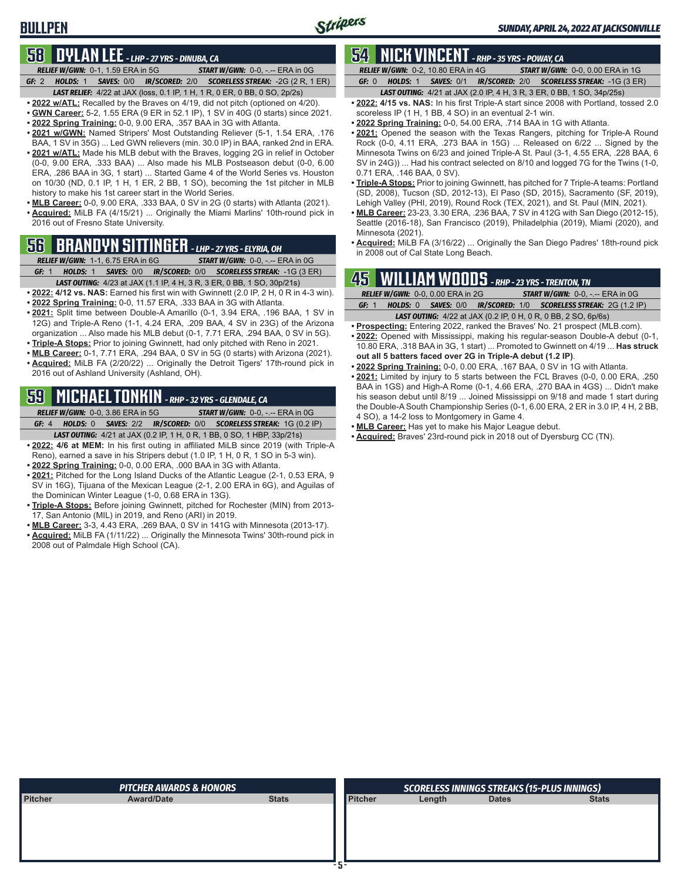# BULLPEN

SUNDAY, APRIL 24, 2022 AT JACKSONVILLE

## 58 DYLAN LEE - LHP - 27 YRS - DINUBA, CA

*RELIEF W/GWN:* 0-1, 1.59 ERA in 5G *START W/GWN:* 0-0, -.-- ERA in 0G

*GF:* 2 *HOLDS:* 1 *SAVES:* 0/0 *IR/SCORED:* 2/0 *SCORELESS STREAK:* -2G (2 R, 1 ER)

*LAST RELIEF:* 4/22 at JAX (loss, 0.1 IP, 1 H, 1 R, 0 ER, 0 BB, 0 SO, 2p/2s)

- **2022 w/ATL:** Recalled by the Braves on 4/19, did not pitch (optioned on 4/20).
- **GWN Career:** 5-2, 1.55 ERA (9 ER in 52.1 IP), 1 SV in 40G (0 starts) since 2021.
- **2022 Spring Training:** 0-0, 9.00 ERA, .357 BAA in 3G with Atlanta.
- **2021 w/GWN:** Named Stripers' Most Outstanding Reliever (5-1, 1.54 ERA, .176 BAA, 1 SV in 35G) ... Led GWN relievers (min. 30.0 IP) in BAA, ranked 2nd in ERA.
- **2021 w/ATL:** Made his MLB debut with the Braves, logging 2G in relief in October (0-0, 9.00 ERA, .333 BAA) ... Also made his MLB Postseason debut (0-0, 6.00 ERA, .286 BAA in 3G, 1 start) ... Started Game 4 of the World Series vs. Houston on 10/30 (ND, 0.1 IP, 1 H, 1 ER, 2 BB, 1 SO), becoming the 1st pitcher in MLB history to make his 1st career start in the World Series.
- **MLB Career:** 0-0, 9.00 ERA, .333 BAA, 0 SV in 2G (0 starts) with Atlanta (2021).
- **Acquired:** MiLB FA (4/15/21) ... Originally the Miami Marlins' 10th-round pick in 2016 out of Fresno State University.

## 56 BRANDYN SITTINGER - LHP - 27 YRS - ELYRIA, OH

*RELIEF W/GWN:* 1-1, 6.75 ERA in 6G *START W/GWN:* 0-0, -.-- ERA in 0G

*GF:* 1 *HOLDS:* 1 *SAVES:* 0/0 *IR/SCORED:* 0/0 *SCORELESS STREAK:* -1G (3 ER)

*LAST OUTING:* 4/23 at JAX (1.1 IP, 4 H, 3 R, 3 ER, 0 BB, 1 SO, 30p/21s)

- **2022: 4/12 vs. NAS:** Earned his first win with Gwinnett (2.0 IP, 2 H, 0 R in 4-3 win).
- **2022 Spring Training:** 0-0, 11.57 ERA, .333 BAA in 3G with Atlanta.
- **2021:** Split time between Double-A Amarillo (0-1, 3.94 ERA, .196 BAA, 1 SV in 12G) and Triple-A Reno (1-1, 4.24 ERA, .209 BAA, 4 SV in 23G) of the Arizona organization ... Also made his MLB debut (0-1, 7.71 ERA, .294 BAA, 0 SV in 5G).
- **Triple-A Stops:** Prior to joining Gwinnett, had only pitched with Reno in 2021.
- **MLB Career:** 0-1, 7.71 ERA, .294 BAA, 0 SV in 5G (0 starts) with Arizona (2021).
- **Acquired:** MiLB FA (2/20/22) ... Originally the Detroit Tigers' 17th-round pick in 2016 out of Ashland University (Ashland, OH).

## 59 MICHAEL TONKIN - RHP - 32 YRS - GLENDALE, CA

*RELIEF W/GWN:* 0-0, 3.86 ERA in 5G *START W/GWN:* 0-0, -.-- ERA in 0G

*GF:* 4 *HOLDS:* 0 *SAVES:* 2/2 *IR/SCORED:* 0/0 *SCORELESS STREAK:* 1G (0.2 IP)

*LAST OUTING:* 4/21 at JAX (0.2 IP, 0 H, 0 R, 1 BB, 0 SO, 1 HBP, 33p/21s)

- **2022: 4/6 at MEM:** In his first outing in affiliated MiLB since 2019 (with Triple-A Reno), earned a save in his Stripers debut (1.0 IP, 1 H, 0 R, 1 SO in 5-3 win).
- **2022 Spring Training:** 0-0, 0.00 ERA, .000 BAA in 3G with Atlanta.
- **2021:** Pitched for the Long Island Ducks of the Atlantic League (2-1, 0.53 ERA, 9 SV in 16G), Tijuana of the Mexican League (2-1, 2.00 ERA in 6G), and Aguilas of the Dominican Winter League (1-0, 0.68 ERA in 13G).
- **Triple-A Stops:** Before joining Gwinnett, pitched for Rochester (MIN) from 2013-17, San Antonio (MIL) in 2019, and Reno (ARI) in 2019.
- **MLB Career:** 3-3, 4.43 ERA, .269 BAA, 0 SV in 141G with Minnesota (2013-17).
- **Acquired:** MiLB FA (1/11/22) ... Originally the Minnesota Twins' 30th-round pick in 2008 out of Palmdale High School (CA).

## 54 NICK VINCENT - RHP - 35 YRS - POWAY, CA

*RELIEF W/GWN:* 0-2, 10.80 ERA in 4G *START W/GWN:* 0-0, 0.00 ERA in 1G

*GF:* 0 *HOLDS:* 1 *SAVES:* 0/1 *IR/SCORED:* 2/0 *SCORELESS STREAK:* -1G (3 ER)

*LAST OUTING:* 4/21 at JAX (2.0 IP, 4 H, 3 R, 3 ER, 0 BB, 1 SO, 34p/25s)

- **2022: 4/15 vs. NAS:** In his first Triple-A start since 2008 with Portland, tossed 2.0 scoreless IP (1 H, 1 BB, 4 SO) in an eventual 2-1 win.
- **2022 Spring Training:** 0-0, 54.00 ERA, .714 BAA in 1G with Atlanta.
- **2021:** Opened the season with the Texas Rangers, pitching for Triple-A Round Rock (0-0, 4.11 ERA, .273 BAA in 15G) ... Released on 6/22 ... Signed by the Minnesota Twins on 6/23 and joined Triple-A St. Paul (3-1, 4.55 ERA, .228 BAA, 6 SV in 24G)) ... Had his contract selected on 8/10 and logged 7G for the Twins (1-0, 0.71 ERA, .146 BAA, 0 SV).
- **Triple-A Stops:** Prior to joining Gwinnett, has pitched for 7 Triple-A teams: Portland (SD, 2008), Tucson (SD, 2012-13), El Paso (SD, 2015), Sacramento (SF, 2019), Lehigh Valley (PHI, 2019), Round Rock (TEX, 2021), and St. Paul (MIN, 2021).
- **MLB Career:** 23-23, 3.30 ERA, .236 BAA, 7 SV in 412G with San Diego (2012-15), Seattle (2016-18), San Francisco (2019), Philadelphia (2019), Miami (2020), and Minnesota (2021).
- **Acquired:** MiLB FA (3/16/22) ... Originally the San Diego Padres' 18th-round pick in 2008 out of Cal State Long Beach.

## 45 WILLIAM WOODS - RHP - 23 YRS - TRENTON, TN

*RELIEF W/GWN:* 0-0, 0.00 ERA in 2G *START W/GWN:* 0-0, -.-- ERA in 0G

*GF:* 1 *HOLDS:* 0 *SAVES:* 0/0 *IR/SCORED:* 1/0 *SCORELESS STREAK:* 2G (1.2 IP)

*LAST OUTING:* 4/22 at JAX (0.2 IP, 0 H, 0 R, 0 BB, 2 SO, 6p/6s)

- **Prospecting:** Entering 2022, ranked the Braves' No. 21 prospect (MLB.com).
- **2022:** Opened with Mississippi, making his regular-season Double-A debut (0-1, 10.80 ERA, .318 BAA in 3G, 1 start) ... Promoted to Gwinnett on 4/19 ... **Has struck out all 5 batters faced over 2G in Triple-A debut (1.2 IP)**.
- **2022 Spring Training:** 0-0, 0.00 ERA, .167 BAA, 0 SV in 1G with Atlanta.
- **2021:** Limited by injury to 5 starts between the FCL Braves (0-0, 0.00 ERA, .250 BAA in 1GS) and High-A Rome (0-1, 4.66 ERA, .270 BAA in 4GS) ... Didn't make his season debut until 8/19 ... Joined Mississippi on 9/18 and made 1 start during the Double-A South Championship Series (0-1, 6.00 ERA, 2 ER in 3.0 IP, 4 H, 2 BB, 4 SO), a 14-2 loss to Montgomery in Game 4.
- **MLB Career:** Has yet to make his Major League debut.
- **Acquired:** Braves' 23rd-round pick in 2018 out of Dyersburg CC (TN).

### PITCHER AWARDS & HONORS

| Pitcher | Award/Date | Stats |
|---|---|---|
| | | |

### SCORELESS INNINGS STREAKS (15-PLUS INNINGS)

| Pitcher | Length | Dates | Stats |
|---|---|---|---|
| | | | |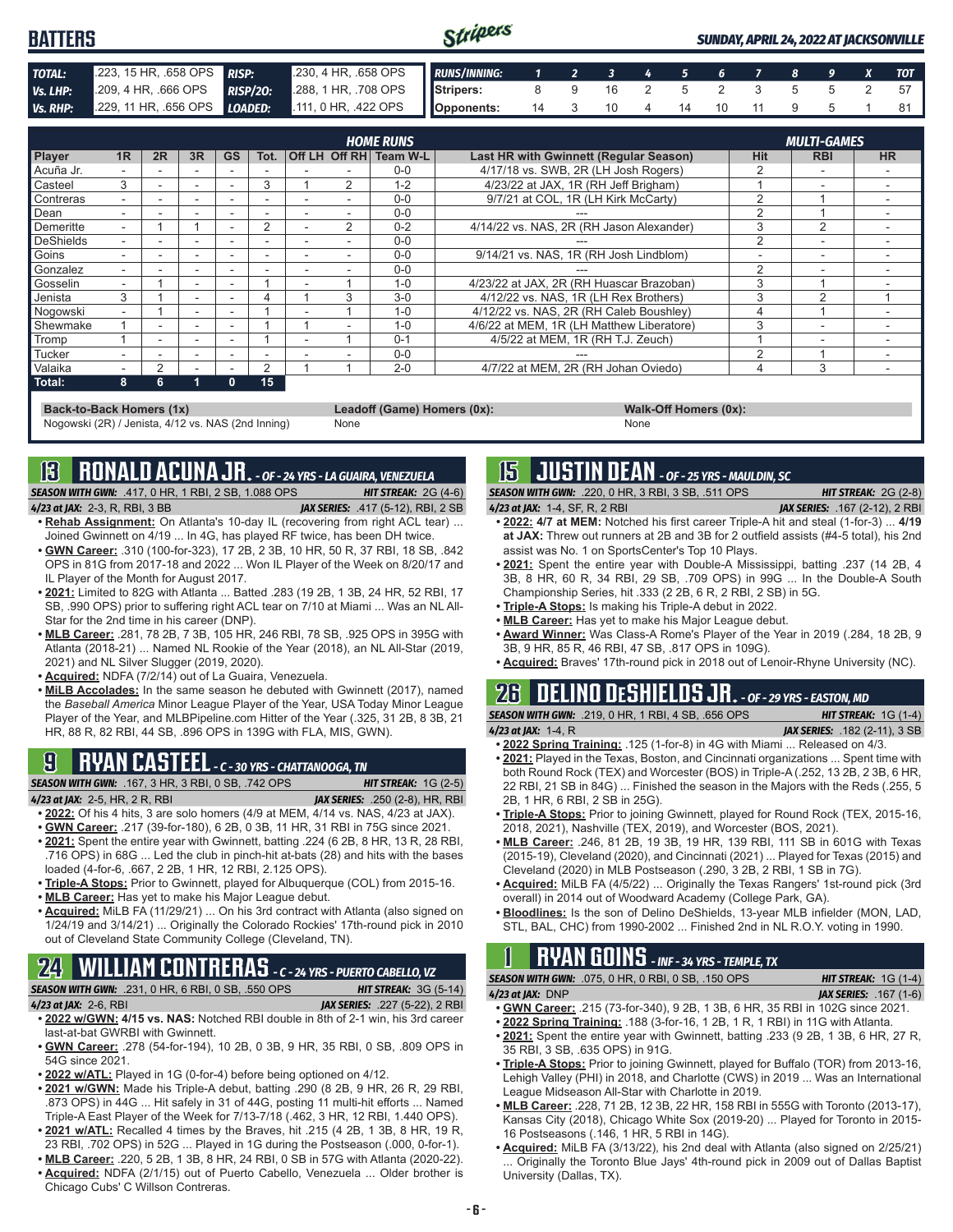# BATTERS

*SUNDAY, APRIL 24, 2022 AT JACKSONVILLE*

| | | | |
|---|---|---|---|
| **TOTAL:** | .223, 15 HR, .658 OPS | **RISP:** | .230, 4 HR, .658 OPS |
| **Vs. LHP:** | .209, 4 HR, .666 OPS | **RISP/2O:** | .288, 1 HR, .708 OPS |
| **Vs. RHP:** | .229, 11 HR, .656 OPS | **LOADED:** | .111, 0 HR, .422 OPS |

| RUNS/INNING: | 1 | 2 | 3 | 4 | 5 | 6 | 7 | 8 | 9 | X | TOT |
|---|---|---|---|---|---|---|---|---|---|---|---|
| Stripers: | 8 | 9 | 16 | 2 | 5 | 2 | 3 | 5 | 5 | 2 | 57 |
| Opponents: | 14 | 3 | 10 | 4 | 14 | 10 | 11 | 9 | 5 | 1 | 81 |

| Player | 1R | 2R | 3R | GS | Tot. | Off LH | Off RH | Team W-L | Last HR with Gwinnett (Regular Season) | Hit | RBI | HR |
|---|---|---|---|---|---|---|---|---|---|---|---|---|
| Acuña Jr. | - | - | - | - | - | - | - | 0-0 | 4/17/18 vs. SWB, 2R (LH Josh Rogers) | 2 | - | - |
| Casteel | 3 | - | - | - | 3 | 1 | 2 | 1-2 | 4/23/22 at JAX, 1R (RH Jeff Brigham) | 1 | - | - |
| Contreras | - | - | - | - | - | - | - | 0-0 | 9/7/21 at COL, 1R (LH Kirk McCarty) | 2 | 1 | - |
| Dean | - | - | - | - | - | - | - | 0-0 | --- | 2 | 1 | - |
| Demeritte | - | 1 | 1 | - | 2 | - | 2 | 0-2 | 4/14/22 vs. NAS, 2R (RH Jason Alexander) | 3 | 2 | - |
| DeShields | - | - | - | - | - | - | - | 0-0 | --- | 2 | - | - |
| Goins | - | - | - | - | - | - | - | 0-0 | 9/14/21 vs. NAS, 1R (RH Josh Lindblom) | - | - | - |
| Gonzalez | - | - | - | - | - | - | - | 0-0 | --- | 2 | - | - |
| Gosselin | - | 1 | - | - | 1 | - | 1 | 1-0 | 4/23/22 at JAX, 2R (RH Huascar Brazoban) | 3 | 1 | - |
| Jenista | 3 | 1 | - | - | 4 | 1 | 3 | 3-0 | 4/12/22 vs. NAS, 1R (LH Rex Brothers) | 3 | 2 | 1 |
| Nogowski | - | 1 | - | - | 1 | - | 1 | 1-0 | 4/12/22 vs. NAS, 2R (RH Caleb Boushley) | 4 | 1 | - |
| Shewmake | 1 | - | - | - | 1 | 1 | - | 1-0 | 4/6/22 at MEM, 1R (LH Matthew Liberatore) | 3 | - | - |
| Tromp | 1 | - | - | - | 1 | - | 1 | 0-1 | 4/5/22 at MEM, 1R (RH T.J. Zeuch) | 1 | - | - |
| Tucker | - | - | - | - | - | - | - | 0-0 | --- | 2 | 1 | - |
| Valaika | - | 2 | - | - | 2 | 1 | 1 | 2-0 | 4/7/22 at MEM, 2R (RH Johan Oviedo) | 4 | 3 | - |
| **Total:** | 8 | 6 | 1 | 0 | 15 | | | | | | | |

**Back-to-Back Homers (1x)**
Nogowski (2R) / Jenista, 4/12 vs. NAS (2nd Inning)

**Leadoff (Game) Homers (0x):**
None

**Walk-Off Homers (0x):**
None

## 13 RONALD ACUNA JR. - OF - 24 YRS - LA GUAIRA, VENEZUELA

*SEASON WITH GWN:* .417, 0 HR, 1 RBI, 2 SB, 1.088 OPS *HIT STREAK:* 2G (4-6)
*4/23 at JAX:* 2-3, R, RBI, 3 BB *JAX SERIES:* .417 (5-12), RBI, 2 SB

- **Rehab Assignment:** On Atlanta's 10-day IL (recovering from right ACL tear) ... Joined Gwinnett on 4/19 ... In 4G, has played RF twice, has been DH twice.
- **GWN Career:** .310 (100-for-323), 17 2B, 2 3B, 10 HR, 50 R, 37 RBI, 18 SB, .842 OPS in 81G from 2017-18 and 2022 ... Won IL Player of the Week on 8/20/17 and IL Player of the Month for August 2017.
- **2021:** Limited to 82G with Atlanta ... Batted .283 (19 2B, 1 3B, 24 HR, 52 RBI, 17 SB, .990 OPS) prior to suffering right ACL tear on 7/10 at Miami ... Was an NL All-Star for the 2nd time in his career (DNP).
- **MLB Career:** .281, 78 2B, 7 3B, 105 HR, 246 RBI, 78 SB, .925 OPS in 395G with Atlanta (2018-21) ... Named NL Rookie of the Year (2018), an NL All-Star (2019, 2021) and NL Silver Slugger (2019, 2020).
- **Acquired:** NDFA (7/2/14) out of La Guaira, Venezuela.
- **MiLB Accolades:** In the same season he debuted with Gwinnett (2017), named the *Baseball America* Minor League Player of the Year, USA Today Minor League Player of the Year, and MLBPipeline.com Hitter of the Year (.325, 31 2B, 8 3B, 21 HR, 88 R, 82 RBI, 44 SB, .896 OPS in 139G with FLA, MIS, GWN).

## 9 RYAN CASTEEL - C - 30 YRS - CHATTANOOGA, TN

*SEASON WITH GWN:* .167, 3 HR, 3 RBI, 0 SB, .742 OPS *HIT STREAK:* 1G (2-5)
*4/23 at JAX:* 2-5, HR, 2 R, RBI *JAX SERIES:* .250 (2-8), HR, RBI

- **2022:** Of his 4 hits, 3 are solo homers (4/9 at MEM, 4/14 vs. NAS, 4/23 at JAX).
- **GWN Career:** .217 (39-for-180), 6 2B, 0 3B, 11 HR, 31 RBI in 75G since 2021.
- **2021:** Spent the entire year with Gwinnett, batting .224 (6 2B, 8 HR, 13 R, 28 RBI, .716 OPS) in 68G ... Led the club in pinch-hit at-bats (28) and hits with the bases loaded (4-for-6, .667, 2 2B, 1 HR, 12 RBI, 2.125 OPS).
- **Triple-A Stops:** Prior to Gwinnett, played for Albuquerque (COL) from 2015-16.
- **MLB Career:** Has yet to make his Major League debut.
- **Acquired:** MiLB FA (11/29/21) ... On his 3rd contract with Atlanta (also signed on 1/24/19 and 3/14/21) ... Originally the Colorado Rockies' 17th-round pick in 2010 out of Cleveland State Community College (Cleveland, TN).

## 24 WILLIAM CONTRERAS - C - 24 YRS - PUERTO CABELLO, VZ

*SEASON WITH GWN:* .231, 0 HR, 6 RBI, 0 SB, .550 OPS *HIT STREAK:* 3G (5-14)
*4/23 at JAX:* 2-6, RBI *JAX SERIES:* .227 (5-22), 2 RBI

- **2022 w/GWN: 4/15 vs. NAS:** Notched RBI double in 8th of 2-1 win, his 3rd career last-at-bat GWRBI with Gwinnett.
- **GWN Career:** .278 (54-for-194), 10 2B, 0 3B, 9 HR, 35 RBI, 0 SB, .809 OPS in 54G since 2021.
- **2022 w/ATL:** Played in 1G (0-for-4) before being optioned on 4/12.
- **2021 w/GWN:** Made his Triple-A debut, batting .290 (8 2B, 9 HR, 26 R, 29 RBI, .873 OPS) in 44G ... Hit safely in 31 of 44G, posting 11 multi-hit efforts ... Named Triple-A East Player of the Week for 7/13-7/18 (.462, 3 HR, 12 RBI, 1.440 OPS).
- **2021 w/ATL:** Recalled 4 times by the Braves, hit .215 (4 2B, 1 3B, 8 HR, 19 R, 23 RBI, .702 OPS) in 52G ... Played in 1G during the Postseason (.000, 0-for-1).
- **MLB Career:** .220, 5 2B, 1 3B, 8 HR, 24 RBI, 0 SB in 57G with Atlanta (2020-22).
- **Acquired:** NDFA (2/1/15) out of Puerto Cabello, Venezuela ... Older brother is Chicago Cubs' C Willson Contreras.

## 15 JUSTIN DEAN - OF - 25 YRS - MAULDIN, SC

*SEASON WITH GWN:* .220, 0 HR, 3 RBI, 3 SB, .511 OPS *HIT STREAK:* 2G (2-8)
*4/23 at JAX:* 1-4, SF, R, 2 RBI *JAX SERIES:* .167 (2-12), 2 RBI

- **2022: 4/7 at MEM:** Notched his first career Triple-A hit and steal (1-for-3) ... **4/19 at JAX:** Threw out runners at 2B and 3B for 2 outfield assists (#4-5 total), his 2nd assist was No. 1 on SportsCenter's Top 10 Plays.
- **2021:** Spent the entire year with Double-A Mississippi, batting .237 (14 2B, 4 3B, 8 HR, 60 R, 34 RBI, 29 SB, .709 OPS) in 99G ... In the Double-A South Championship Series, hit .333 (2 2B, 6 R, 2 RBI, 2 SB) in 5G.
- **Triple-A Stops:** Is making his Triple-A debut in 2022.
- **MLB Career:** Has yet to make his Major League debut.
- **Award Winner:** Was Class-A Rome's Player of the Year in 2019 (.284, 18 2B, 9 3B, 9 HR, 85 R, 46 RBI, 47 SB, .817 OPS in 109G).
- **Acquired:** Braves' 17th-round pick in 2018 out of Lenoir-Rhyne University (NC).

## 26 DELINO DeSHIELDS JR. - OF - 29 YRS - EASTON, MD

*SEASON WITH GWN:* .219, 0 HR, 1 RBI, 4 SB, .656 OPS *HIT STREAK:* 1G (1-4)
*4/23 at JAX:* 1-4, R *JAX SERIES:* .182 (2-11), 3 SB

- **2022 Spring Training:** .125 (1-for-8) in 4G with Miami ... Released on 4/3.
- **2021:** Played in the Texas, Boston, and Cincinnati organizations ... Spent time with both Round Rock (TEX) and Worcester (BOS) in Triple-A (.252, 13 2B, 2 3B, 6 HR, 22 RBI, 21 SB in 84G) ... Finished the season in the Majors with the Reds (.255, 5 2B, 1 HR, 6 RBI, 2 SB in 25G).
- **Triple-A Stops:** Prior to joining Gwinnett, played for Round Rock (TEX, 2015-16, 2018, 2021), Nashville (TEX, 2019), and Worcester (BOS, 2021).
- **MLB Career:** .246, 81 2B, 19 3B, 19 HR, 139 RBI, 111 SB in 601G with Texas (2015-19), Cleveland (2020), and Cincinnati (2021) ... Played for Texas (2015) and Cleveland (2020) in MLB Postseason (.290, 3 2B, 2 RBI, 1 SB in 7G).
- **Acquired:** MiLB FA (4/5/22) ... Originally the Texas Rangers' 1st-round pick (3rd overall) in 2014 out of Woodward Academy (College Park, GA).
- **Bloodlines:** Is the son of Delino DeShields, 13-year MLB infielder (MON, LAD, STL, BAL, CHC) from 1990-2002 ... Finished 2nd in NL R.O.Y. voting in 1990.

## 1 RYAN GOINS - INF - 34 YRS - TEMPLE, TX

*SEASON WITH GWN:* .075, 0 HR, 0 RBI, 0 SB, .150 OPS *HIT STREAK:* 1G (1-4)
*4/23 at JAX:* DNP *JAX SERIES:* .167 (1-6)

- **GWN Career:** .215 (73-for-340), 9 2B, 1 3B, 6 HR, 35 RBI in 102G since 2021.
- **2022 Spring Training:** .188 (3-for-16, 1 2B, 1 R, 1 RBI) in 11G with Atlanta.
- **2021:** Spent the entire year with Gwinnett, batting .233 (9 2B, 1 3B, 6 HR, 27 R, 35 RBI, 3 SB, .635 OPS) in 91G.
- **Triple-A Stops:** Prior to joining Gwinnett, played for Buffalo (TOR) from 2013-16, Lehigh Valley (PHI) in 2018, and Charlotte (CWS) in 2019 ... Was an International League Midseason All-Star with Charlotte in 2019.
- **MLB Career:** .228, 71 2B, 12 3B, 22 HR, 158 RBI in 555G with Toronto (2013-17), Kansas City (2018), Chicago White Sox (2019-20) ... Played for Toronto in 2015-16 Postseasons (.146, 1 HR, 5 RBI in 14G).
- **Acquired:** MiLB FA (3/13/22), his 2nd deal with Atlanta (also signed on 2/25/21) ... Originally the Toronto Blue Jays' 4th-round pick in 2009 out of Dallas Baptist University (Dallas, TX).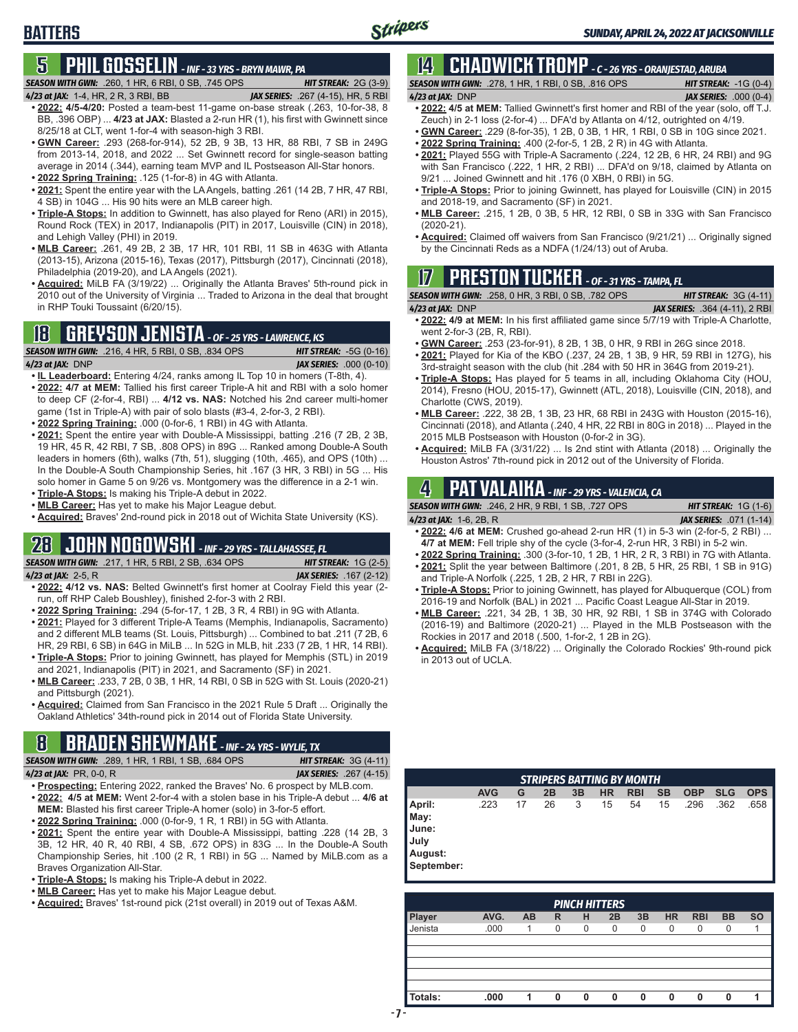## BATTERS

## 5 PHIL GOSSELIN - INF - 33 YRS - BRYN MAWR, PA

**SEASON WITH GWN:** .260, 1 HR, 6 RBI, 0 SB, .745 OPS | **HIT STREAK:** 2G (3-9)
**4/23 at JAX:** 1-4, HR, 2 R, 3 RBI, BB | **JAX SERIES:** .267 (4-15), HR, 5 RBI

- **2022:** **4/5-4/20:** Posted a team-best 11-game on-base streak (.263, 10-for-38, 8 BB, .396 OBP) ... **4/23 at JAX:** Blasted a 2-run HR (1), his first with Gwinnett since 8/25/18 at CLT, went 1-for-4 with season-high 3 RBI.
- **GWN Career:** .293 (268-for-914), 52 2B, 9 3B, 13 HR, 88 RBI, 7 SB in 249G from 2013-14, 2018, and 2022 ... Set Gwinnett record for single-season batting average in 2014 (.344), earning team MVP and IL Postseason All-Star honors.
- **2022 Spring Training:** .125 (1-for-8) in 4G with Atlanta.
- **2021:** Spent the entire year with the LA Angels, batting .261 (14 2B, 7 HR, 47 RBI, 4 SB) in 104G ... His 90 hits were an MLB career high.
- **Triple-A Stops:** In addition to Gwinnett, has also played for Reno (ARI) in 2015), Round Rock (TEX) in 2017, Indianapolis (PIT) in 2017, Louisville (CIN) in 2018), and Lehigh Valley (PHI) in 2019.
- **MLB Career:** .261, 49 2B, 2 3B, 17 HR, 101 RBI, 11 SB in 463G with Atlanta (2013-15), Arizona (2015-16), Texas (2017), Pittsburgh (2017), Cincinnati (2018), Philadelphia (2019-20), and LA Angels (2021).
- **Acquired:** MiLB FA (3/19/22) ... Originally the Atlanta Braves' 5th-round pick in 2010 out of the University of Virginia ... Traded to Arizona in the deal that brought in RHP Touki Toussaint (6/20/15).

## 18 GREYSON JENISTA - OF - 25 YRS - LAWRENCE, KS

**SEASON WITH GWN:** .216, 4 HR, 5 RBI, 0 SB, .834 OPS | **HIT STREAK:** -5G (0-16)
**4/23 at JAX:** DNP | **JAX SERIES:** .000 (0-10)

- **IL Leaderboard:** Entering 4/24, ranks among IL Top 10 in homers (T-8th, 4).
- **2022:** **4/7 at MEM:** Tallied his first career Triple-A hit and RBI with a solo homer to deep CF (2-for-4, RBI) ... **4/12 vs. NAS:** Notched his 2nd career multi-homer game (1st in Triple-A) with pair of solo blasts (#3-4, 2-for-3, 2 RBI).
- **2022 Spring Training:** .000 (0-for-6, 1 RBI) in 4G with Atlanta.
- **2021:** Spent the entire year with Double-A Mississippi, batting .216 (7 2B, 2 3B, 19 HR, 45 R, 42 RBI, 7 SB, .808 OPS) in 89G ... Ranked among Double-A South leaders in homers (6th), walks (7th, 51), slugging (10th, .465), and OPS (10th) ... In the Double-A South Championship Series, hit .167 (3 HR, 3 RBI) in 5G ... His solo homer in Game 5 on 9/26 vs. Montgomery was the difference in a 2-1 win.
- **Triple-A Stops:** Is making his Triple-A debut in 2022.
- **MLB Career:** Has yet to make his Major League debut.
- **Acquired:** Braves' 2nd-round pick in 2018 out of Wichita State University (KS).

## 28 JOHN NOGOWSKI - INF - 29 YRS - TALLAHASSEE, FL

**SEASON WITH GWN:** .217, 1 HR, 5 RBI, 2 SB, .634 OPS | **HIT STREAK:** 1G (2-5)
**4/23 at JAX:** 2-5, R | **JAX SERIES:** .167 (2-12)

- **2022:** **4/12 vs. NAS:** Belted Gwinnett's first homer at Coolray Field this year (2-run, off RHP Caleb Boushley), finished 2-for-3 with 2 RBI.
- **2022 Spring Training:** .294 (5-for-17, 1 2B, 3 R, 4 RBI) in 9G with Atlanta.
- **2021:** Played for 3 different Triple-A Teams (Memphis, Indianapolis, Sacramento) and 2 different MLB teams (St. Louis, Pittsburgh) ... Combined to bat .211 (7 2B, 6 HR, 29 RBI, 6 SB) in 64G in MiLB ... In 52G in MLB, hit .233 (7 2B, 1 HR, 14 RBI).
- **Triple-A Stops:** Prior to joining Gwinnett, has played for Memphis (STL) in 2019 and 2021, Indianapolis (PIT) in 2021, and Sacramento (SF) in 2021.
- **MLB Career:** .233, 7 2B, 0 3B, 1 HR, 14 RBI, 0 SB in 52G with St. Louis (2020-21) and Pittsburgh (2021).
- **Acquired:** Claimed from San Francisco in the 2021 Rule 5 Draft ... Originally the Oakland Athletics' 34th-round pick in 2014 out of Florida State University.

## 8 BRADEN SHEWMAKE - INF - 24 YRS - WYLIE, TX

**SEASON WITH GWN:** .289, 1 HR, 1 RBI, 1 SB, .684 OPS | **HIT STREAK:** 3G (4-11)
**4/23 at JAX:** PR, 0-0, R | **JAX SERIES:** .267 (4-15)

- **Prospecting:** Entering 2022, ranked the Braves' No. 6 prospect by MLB.com.
- **2022:** **4/5 at MEM:** Went 2-for-4 with a stolen base in his Triple-A debut ... **4/6 at MEM:** Blasted his first career Triple-A homer (solo) in 3-for-5 effort.
- **2022 Spring Training:** .000 (0-for-9, 1 R, 1 RBI) in 5G with Atlanta.
- **2021:** Spent the entire year with Double-A Mississippi, batting .228 (14 2B, 3 3B, 12 HR, 40 R, 40 RBI, 4 SB, .672 OPS) in 83G ... In the Double-A South Championship Series, hit .100 (2 R, 1 RBI) in 5G ... Named by MiLB.com as a Braves Organization All-Star.
- **Triple-A Stops:** Is making his Triple-A debut in 2022.
- **MLB Career:** Has yet to make his Major League debut.
- **Acquired:** Braves' 1st-round pick (21st overall) in 2019 out of Texas A&M.

## 14 CHADWICK TROMP - C - 26 YRS - ORANJESTAD, ARUBA

**SEASON WITH GWN:** .278, 1 HR, 1 RBI, 0 SB, .816 OPS | **HIT STREAK:** -1G (0-4)
**4/23 at JAX:** DNP | **JAX SERIES:** .000 (0-4)

- **2022:** **4/5 at MEM:** Tallied Gwinnett's first homer and RBI of the year (solo, off T.J. Zeuch) in 2-1 loss (2-for-4) ... DFA'd by Atlanta on 4/12, outrighted on 4/19.
- **GWN Career:** .229 (8-for-35), 1 2B, 0 3B, 1 HR, 1 RBI, 0 SB in 10G since 2021.
- **2022 Spring Training:** .400 (2-for-5, 1 2B, 2 R) in 4G with Atlanta.
- **2021:** Played 55G with Triple-A Sacramento (.224, 12 2B, 6 HR, 24 RBI) and 9G with San Francisco (.222, 1 HR, 2 RBI) ... DFA'd on 9/18, claimed by Atlanta on 9/21 ... Joined Gwinnett and hit .176 (0 XBH, 0 RBI) in 5G.
- **Triple-A Stops:** Prior to joining Gwinnett, has played for Louisville (CIN) in 2015 and 2018-19, and Sacramento (SF) in 2021.
- **MLB Career:** .215, 1 2B, 0 3B, 5 HR, 12 RBI, 0 SB in 33G with San Francisco (2020-21).
- **Acquired:** Claimed off waivers from San Francisco (9/21/21) ... Originally signed by the Cincinnati Reds as a NDFA (1/24/13) out of Aruba.

## 17 PRESTON TUCKER - OF - 31 YRS - TAMPA, FL

**SEASON WITH GWN:** .258, 0 HR, 3 RBI, 0 SB, .782 OPS | **HIT STREAK:** 3G (4-11)
**4/23 at JAX:** DNP | **JAX SERIES:** .364 (4-11), 2 RBI

- **2022:** **4/9 at MEM:** In his first affiliated game since 5/7/19 with Triple-A Charlotte, went 2-for-3 (2B, R, RBI).
- **GWN Career:** .253 (23-for-91), 8 2B, 1 3B, 0 HR, 9 RBI in 26G since 2018.
- **2021:** Played for Kia of the KBO (.237, 24 2B, 1 3B, 9 HR, 59 RBI in 127G), his 3rd-straight season with the club (hit .284 with 50 HR in 364G from 2019-21).
- **Triple-A Stops:** Has played for 5 teams in all, including Oklahoma City (HOU, 2014), Fresno (HOU, 2015-17), Gwinnett (ATL, 2018), Louisville (CIN, 2018), and Charlotte (CWS, 2019).
- **MLB Career:** .222, 38 2B, 1 3B, 23 HR, 68 RBI in 243G with Houston (2015-16), Cincinnati (2018), and Atlanta (.240, 4 HR, 22 RBI in 80G in 2018) ... Played in the 2015 MLB Postseason with Houston (0-for-2 in 3G).
- **Acquired:** MiLB FA (3/31/22) ... Is 2nd stint with Atlanta (2018) ... Originally the Houston Astros' 7th-round pick in 2012 out of the University of Florida.

## 4 PAT VALAIKA - INF - 29 YRS - VALENCIA, CA

**SEASON WITH GWN:** .246, 2 HR, 9 RBI, 1 SB, .727 OPS | **HIT STREAK:** 1G (1-6)
**4/23 at JAX:** 1-6, 2B, R | **JAX SERIES:** .071 (1-14)

- **2022:** **4/6 at MEM:** Crushed go-ahead 2-run HR (1) in 5-3 win (2-for-5, 2 RBI) ... **4/7 at MEM:** Fell triple shy of the cycle (3-for-4, 2-run HR, 3 RBI) in 5-2 win.
- **2022 Spring Training:** .300 (3-for-10, 1 2B, 1 HR, 2 R, 3 RBI) in 7G with Atlanta.
- **2021:** Split the year between Baltimore (.201, 8 2B, 5 HR, 25 RBI, 1 SB in 91G) and Triple-A Norfolk (.225, 1 2B, 2 HR, 7 RBI in 22G).
- **Triple-A Stops:** Prior to joining Gwinnett, has played for Albuquerque (COL) from 2016-19 and Norfolk (BAL) in 2021 ... Pacific Coast League All-Star in 2019.
- **MLB Career:** .221, 34 2B, 1 3B, 30 HR, 92 RBI, 1 SB in 374G with Colorado (2016-19) and Baltimore (2020-21) ... Played in the MLB Postseason with the Rockies in 2017 and 2018 (.500, 1-for-2, 1 2B in 2G).
- **Acquired:** MiLB FA (3/18/22) ... Originally the Colorado Rockies' 9th-round pick in 2013 out of UCLA.

### STRIPERS BATTING BY MONTH

| | AVG | G | 2B | 3B | HR | RBI | SB | OBP | SLG | OPS |
|---|---|---|---|---|---|---|---|---|---|---|
| April: | .223 | 17 | 26 | 3 | 15 | 54 | 15 | .296 | .362 | .658 |
| May: | | | | | | | | | | |
| June: | | | | | | | | | | |
| July | | | | | | | | | | |
| August: | | | | | | | | | | |
| September: | | | | | | | | | | |

### PINCH HITTERS

| Player | AVG. | AB | R | H | 2B | 3B | HR | RBI | BB | SO |
|---|---|---|---|---|---|---|---|---|---|---|
| Jenista | .000 | 1 | 0 | 0 | 0 | 0 | 0 | 0 | 0 | 1 |
| | | | | | | | | | | |
| **Totals:** | **.000** | **1** | **0** | **0** | **0** | **0** | **0** | **0** | **0** | **1** |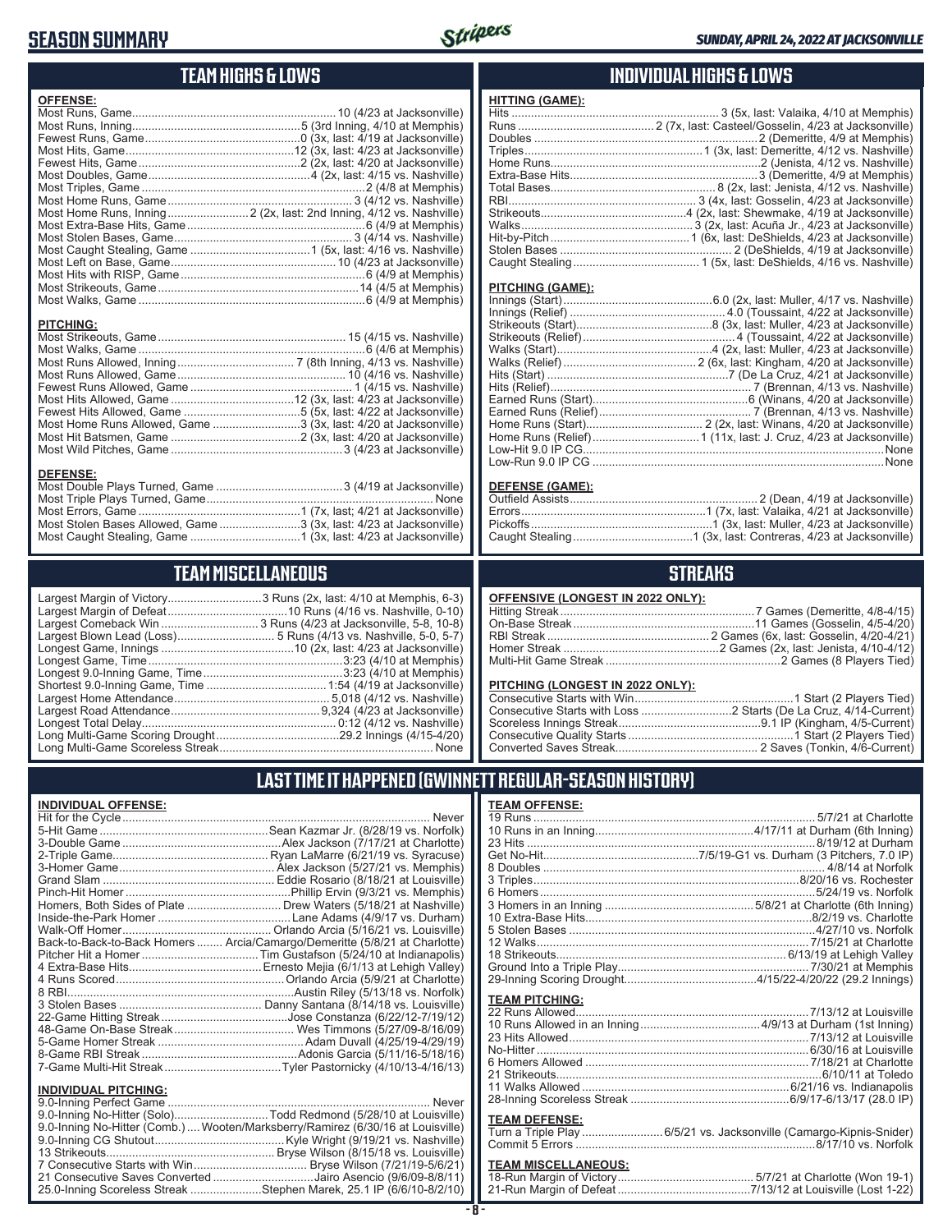# SEASON SUMMARY

*SUNDAY, APRIL 24, 2022 AT JACKSONVILLE*

## TEAM HIGHS & LOWS

**OFFENSE:**

| | |
|---|---|
| Most Runs, Game | 10 (4/23 at Jacksonville) |
| Most Runs, Inning | 5 (3rd Inning, 4/10 at Memphis) |
| Fewest Runs, Game | 0 (3x, last: 4/19 at Jacksonville) |
| Most Hits, Game | 12 (3x, last: 4/23 at Jacksonville) |
| Fewest Hits, Game | 2 (2x, last: 4/20 at Jacksonville) |
| Most Doubles, Game | 4 (2x, last: 4/15 vs. Nashville) |
| Most Triples, Game | 2 (4/8 at Memphis) |
| Most Home Runs, Game | 3 (4/12 vs. Nashville) |
| Most Home Runs, Inning | 2 (2x, last: 2nd Inning, 4/12 vs. Nashville) |
| Most Extra-Base Hits, Game | 6 (4/9 at Memphis) |
| Most Stolen Bases, Game | 3 (4/14 vs. Nashville) |
| Most Caught Stealing, Game | 1 (5x, last: 4/16 vs. Nashville) |
| Most Left on Base, Game | 10 (4/23 at Jacksonville) |
| Most Hits with RISP, Game | 6 (4/9 at Memphis) |
| Most Strikeouts, Game | 14 (4/5 at Memphis) |
| Most Walks, Game | 6 (4/9 at Memphis) |

**PITCHING:**

| | |
|---|---|
| Most Strikeouts, Game | 15 (4/15 vs. Nashville) |
| Most Walks, Game | 6 (4/6 at Memphis) |
| Most Runs Allowed, Inning | 7 (8th Inning, 4/13 vs. Nashville) |
| Most Runs Allowed, Game | 10 (4/16 vs. Nashville) |
| Fewest Runs Allowed, Game | 1 (4/15 vs. Nashville) |
| Most Hits Allowed, Game | 12 (3x, last: 4/23 at Jacksonville) |
| Fewest Hits Allowed, Game | 5 (5x, last: 4/22 at Jacksonville) |
| Most Home Runs Allowed, Game | 3 (3x, last: 4/20 at Jacksonville) |
| Most Hit Batsmen, Game | 2 (3x, last: 4/20 at Jacksonville) |
| Most Wild Pitches, Game | 3 (4/23 at Jacksonville) |

**DEFENSE:**

| | |
|---|---|
| Most Double Plays Turned, Game | 3 (4/19 at Jacksonville) |
| Most Triple Plays Turned, Game | None |
| Most Errors, Game | 1 (7x, last; 4/21 at Jacksonville) |
| Most Stolen Bases Allowed, Game | 3 (5x, last: 4/23 at Jacksonville) |
| Most Caught Stealing, Game | 1 (3x, last: 4/23 at Jacksonville) |

## INDIVIDUAL HIGHS & LOWS

**HITTING (GAME):**

| | |
|---|---|
| Hits | 3 (5x, last: Valaika, 4/10 at Memphis) |
| Runs | 2 (7x, last: Casteel/Gosselin, 4/23 at Jacksonville) |
| Doubles | 2 (Demeritte, 4/9 at Memphis) |
| Triples | 1 (3x, last: Demeritte, 4/12 vs. Nashville) |
| Home Runs | 2 (Jenista, 4/12 vs. Nashville) |
| Extra-Base Hits | 3 (Demeritte, 4/9 at Memphis) |
| Total Bases | 8 (2x, last: Jenista, 4/12 vs. Nashville) |
| RBI | 3 (4x, last: Gosselin, 4/23 at Jacksonville) |
| Strikeouts | 4 (2x, last: Shewmake, 4/19 at Jacksonville) |
| Walks | 3 (2x, last: Acuña Jr., 4/23 at Jacksonville) |
| Hit-by-Pitch | 1 (6x, last: DeShields, 4/23 at Jacksonville) |
| Stolen Bases | 2 (DeShields, 4/19 at Jacksonville) |
| Caught Stealing | 1 (5x, last: DeShields, 4/16 vs. Nashville) |

**PITCHING (GAME):**

| | |
|---|---|
| Innings (Start) | 6.0 (2x, last: Muller, 4/17 vs. Nashville) |
| Innings (Relief) | 4.0 (Toussaint, 4/22 at Jacksonville) |
| Strikeouts (Start) | 8 (3x, last: Muller, 4/23 at Jacksonville) |
| Strikeouts (Relief) | 4 (Toussaint, 4/22 at Jacksonville) |
| Walks (Start) | 4 (2x, last: Muller, 4/23 at Jacksonville) |
| Walks (Relief) | 2 (6x, last: Kingham, 4/20 at Jacksonville) |
| Hits (Start) | 7 (De La Cruz, 4/21 at Jacksonville) |
| Hits (Relief) | 7 (Brennan, 4/13 vs. Nashville) |
| Earned Runs (Start) | 6 (Winans, 4/20 at Jacksonville) |
| Earned Runs (Relief) | 7 (Brennan, 4/13 vs. Nashville) |
| Home Runs (Start) | 2 (2x, last: Winans, 4/20 at Jacksonville) |
| Home Runs (Relief) | 1 (11x, last: J. Cruz, 4/23 at Jacksonville) |
| Low-Hit 9.0 IP CG | None |
| Low-Run 9.0 IP CG | None |

**DEFENSE (GAME):**

| | |
|---|---|
| Outfield Assists | 2 (Dean, 4/19 at Jacksonville) |
| Errors | 1 (7x, last: Valaika, 4/21 at Jacksonville) |
| Pickoffs | 1 (3x, last: Muller, 4/23 at Jacksonville) |
| Caught Stealing | 1 (3x, last: Contreras, 4/23 at Jacksonville) |

## TEAM MISCELLANEOUS

| | |
|---|---|
| Largest Margin of Victory | 3 Runs (2x, last: 4/10 at Memphis, 6-3) |
| Largest Margin of Defeat | 10 Runs (4/16 vs. Nashville, 0-10) |
| Largest Comeback Win | 3 Runs (4/23 at Jacksonville, 5-8, 10-8) |
| Largest Blown Lead (Loss) | 5 Runs (4/13 vs. Nashville, 5-0, 5-7) |
| Longest Game, Innings | 10 (2x, last: 4/23 at Jacksonville) |
| Longest Game, Time | 3:23 (4/10 at Memphis) |
| Longest 9.0-Inning Game, Time | 3:23 (4/10 at Memphis) |
| Shortest 9.0-Inning Game, Time | 1:54 (4/19 at Jacksonville) |
| Largest Home Attendance | 5,018 (4/12 vs. Nashville) |
| Largest Road Attendance | 9,324 (4/23 at Jacksonville) |
| Longest Total Delay | 0:12 (4/12 vs. Nashville) |
| Long Multi-Game Scoring Drought | 29.2 Innings (4/15-4/20) |
| Long Multi-Game Scoreless Streak | None |

## STREAKS

**OFFENSIVE (LONGEST IN 2022 ONLY):**

| | |
|---|---|
| Hitting Streak | 7 Games (Demeritte, 4/8-4/15) |
| On-Base Streak | 11 Games (Gosselin, 4/5-4/20) |
| RBI Streak | 2 Games (6x, last: Gosselin, 4/20-4/21) |
| Homer Streak | 2 Games (2x, last: Jenista, 4/10-4/12) |
| Multi-Hit Game Streak | 2 Games (8 Players Tied) |

**PITCHING (LONGEST IN 2022 ONLY):**

| | |
|---|---|
| Consecutive Starts with Win | 1 Start (2 Players Tied) |
| Consecutive Starts with Loss | 2 Starts (De La Cruz, 4/14-Current) |
| Scoreless Innings Streak | 9.1 IP (Kingham, 4/5-Current) |
| Consecutive Quality Starts | 1 Start (2 Players Tied) |
| Converted Saves Streak | 2 Saves (Tonkin, 4/6-Current) |

## LAST TIME IT HAPPENED (GWINNETT REGULAR-SEASON HISTORY)

**INDIVIDUAL OFFENSE:**

| | |
|---|---|
| Hit for the Cycle | Never |
| 5-Hit Game | Sean Kazmar Jr. (8/28/19 vs. Norfolk) |
| 3-Double Game | Alex Jackson (7/17/21 at Charlotte) |
| 2-Triple Game | Ryan LaMarre (6/21/19 vs. Syracuse) |
| 3-Homer Game | Alex Jackson (5/27/21 vs. Memphis) |
| Grand Slam | Eddie Rosario (8/18/21 at Louisville) |
| Pinch-Hit Homer | Phillip Ervin (9/3/21 vs. Memphis) |
| Homers, Both Sides of Plate | Drew Waters (5/18/21 at Nashville) |
| Inside-the-Park Homer | Lane Adams (4/9/17 vs. Durham) |
| Walk-Off Homer | Orlando Arcia (5/16/21 vs. Louisville) |
| Back-to-Back-to-Back Homers | Arcia/Camargo/Demeritte (5/8/21 at Charlotte) |
| Pitcher Hit a Homer | Tim Gustafson (5/24/10 at Indianapolis) |
| 4 Extra-Base Hits | Ernesto Mejia (6/1/13 at Lehigh Valley) |
| 4 Runs Scored | Orlando Arcia (5/9/21 at Charlotte) |
| 8 RBI | Austin Riley (5/13/18 vs. Norfolk) |
| 3 Stolen Bases | Danny Santana (8/14/18 vs. Louisville) |
| 22-Game Hitting Streak | Jose Constanza (6/22/12-7/19/12) |
| 48-Game On-Base Streak | Wes Timmons (5/27/09-8/16/09) |
| 5-Game Homer Streak | Adam Duvall (4/25/19-4/29/19) |
| 8-Game RBI Streak | Adonis Garcia (5/11/16-5/18/16) |
| 7-Game Multi-Hit Streak | Tyler Pastornicky (4/10/13-4/16/13) |

**INDIVIDUAL PITCHING:**

| | |
|---|---|
| 9.0-Inning Perfect Game | Never |
| 9.0-Inning No-Hitter (Solo) | Todd Redmond (5/28/10 at Louisville) |
| 9.0-Inning No-Hitter (Comb.) | Wooten/Marksberry/Ramirez (6/30/16 at Louisville) |
| 9.0-Inning CG Shutout | Kyle Wright (9/19/21 vs. Nashville) |
| 13 Strikeouts | Bryse Wilson (8/15/18 vs. Louisville) |
| 7 Consecutive Starts with Win | Bryse Wilson (7/21/19-5/6/21) |
| 21 Consecutive Saves Converted | Jairo Asencio (9/6/09-8/8/11) |
| 25.0-Inning Scoreless Streak | Stephen Marek, 25.1 IP (6/6/10-8/2/10) |

**TEAM OFFENSE:**

| | |
|---|---|
| 19 Runs | 5/7/21 at Charlotte |
| 10 Runs in an Inning | 4/17/11 at Durham (6th Inning) |
| 23 Hits | 8/19/12 at Durham |
| Get No-Hit | 7/5/19-G1 vs. Durham (3 Pitchers, 7.0 IP) |
| 8 Doubles | 4/8/14 at Norfolk |
| 3 Triples | 8/20/16 vs. Rochester |
| 6 Homers | 5/24/19 vs. Norfolk |
| 3 Homers in an Inning | 5/8/21 at Charlotte (6th Inning) |
| 10 Extra-Base Hits | 8/2/19 vs. Charlotte |
| 5 Stolen Bases | 4/27/10 vs. Norfolk |
| 12 Walks | 7/15/21 at Charlotte |
| 18 Strikeouts | 6/13/19 at Lehigh Valley |
| Ground Into a Triple Play | 7/30/21 at Memphis |
| 29-Inning Scoring Drought | 4/15/22-4/20/22 (29.2 Innings) |

**TEAM PITCHING:**

| | |
|---|---|
| 22 Runs Allowed | 7/13/12 at Louisville |
| 10 Runs Allowed in an Inning | 4/9/13 at Durham (1st Inning) |
| 23 Hits Allowed | 7/13/12 at Louisville |
| No-Hitter | 6/30/16 at Louisville |
| 6 Homers Allowed | 7/18/21 at Charlotte |
| 21 Strikeouts | 6/10/11 at Toledo |
| 11 Walks Allowed | 6/21/16 vs. Indianapolis |
| 28-Inning Scoreless Streak | 6/9/17-6/13/17 (28.0 IP) |

**TEAM DEFENSE:**

| | |
|---|---|
| Turn a Triple Play | 6/5/21 vs. Jacksonville (Camargo-Kipnis-Snider) |
| Commit 5 Errors | 8/17/10 vs. Norfolk |

**TEAM MISCELLANEOUS:**

| | |
|---|---|
| 18-Run Margin of Victory | 5/7/21 at Charlotte (Won 19-1) |
| 21-Run Margin of Defeat | 7/13/12 at Louisville (Lost 1-22) |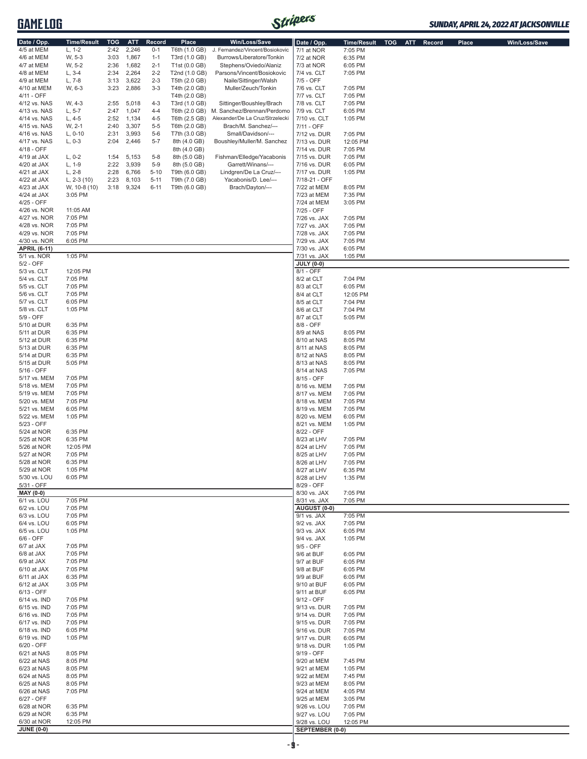# GAME LOG

**SUNDAY, APRIL 24, 2022 AT JACKSONVILLE**

| Date / Opp. | Time/Result | TOG | ATT | Record | Place | Win/Loss/Save |
|---|---|---|---|---|---|---|
| 4/5 at MEM | L, 1-2 | 2:42 | 2,246 | 0-1 | T6th (1.0 GB) | J. Fernandez/Vincent/Bosiokovic |
| 4/6 at MEM | W, 5-3 | 3:03 | 1,867 | 1-1 | T3rd (1.0 GB) | Burrows/Liberatore/Tonkin |
| 4/7 at MEM | W, 5-2 | 2:36 | 1,682 | 2-1 | T1st (0.0 GB) | Stephens/Oviedo/Alaniz |
| 4/8 at MEM | L, 3-4 | 2:34 | 2,264 | 2-2 | T2nd (1.0 GB) | Parsons/Vincent/Bosiokovic |
| 4/9 at MEM | L, 7-8 | 3:13 | 3,622 | 2-3 | T5th (2.0 GB) | Naile/Sittinger/Walsh |
| 4/10 at MEM | W, 6-3 | 3:23 | 2,886 | 3-3 | T4th (2.0 GB) | Muller/Zeuch/Tonkin |
| 4/11 - OFF | | | | | T4th (2.0 GB) | |
| 4/12 vs. NAS | W, 4-3 | 2:55 | 5,018 | 4-3 | T3rd (1.0 GB) | Sittinger/Boushley/Brach |
| 4/13 vs. NAS | L, 5-7 | 2:47 | 1,047 | 4-4 | T6th (2.0 GB) | M. Sanchez/Brennan/Perdomo |
| 4/14 vs. NAS | L, 4-5 | 2:52 | 1,134 | 4-5 | T6th (2.5 GB) | Alexander/De La Cruz/Strzelecki |
| 4/15 vs. NAS | W, 2-1 | 2:40 | 3,307 | 5-5 | T6th (2.0 GB) | Brach/M. Sanchez/--- |
| 4/16 vs. NAS | L, 0-10 | 2:31 | 3,993 | 5-6 | T7th (3.0 GB) | Small/Davidson/--- |
| 4/17 vs. NAS | L, 0-3 | 2:04 | 2,446 | 5-7 | 8th (4.0 GB) | Boushley/Muller/M. Sanchez |
| 4/18 - OFF | | | | | 8th (4.0 GB) | |
| 4/19 at JAX | L, 0-2 | 1:54 | 5,153 | 5-8 | 8th (5.0 GB) | Fishman/Elledge/Yacabonis |
| 4/20 at JAX | L, 1-9 | 2:22 | 3,939 | 5-9 | 8th (5.0 GB) | Garrett/Winans/--- |
| 4/21 at JAX | L, 2-8 | 2:28 | 6,766 | 5-10 | T9th (6.0 GB) | Lindgren/De La Cruz/--- |
| 4/22 at JAX | L, 2-3 (10) | 2:23 | 8,103 | 5-11 | T9th (7.0 GB) | Yacabonis/D. Lee/--- |
| 4/23 at JAX | W, 10-8 (10) | 3:18 | 9,324 | 6-11 | T9th (6.0 GB) | Brach/Dayton/--- |
| 4/24 at JAX | 3:05 PM | | | | | |
| 4/25 - OFF | | | | | | |
| 4/26 vs. NOR | 11:05 AM | | | | | |
| 4/27 vs. NOR | 7:05 PM | | | | | |
| 4/28 vs. NOR | 7:05 PM | | | | | |
| 4/29 vs. NOR | 7:05 PM | | | | | |
| 4/30 vs. NOR | 6:05 PM | | | | | |
| **APRIL (6-11)** | | | | | | |
| 5/1 vs. NOR | 1:05 PM | | | | | |
| 5/2 - OFF | | | | | | |
| 5/3 vs. CLT | 12:05 PM | | | | | |
| 5/4 vs. CLT | 7:05 PM | | | | | |
| 5/5 vs. CLT | 7:05 PM | | | | | |
| 5/6 vs. CLT | 7:05 PM | | | | | |
| 5/7 vs. CLT | 6:05 PM | | | | | |
| 5/8 vs. CLT | 1:05 PM | | | | | |
| 5/9 - OFF | | | | | | |
| 5/10 at DUR | 6:35 PM | | | | | |
| 5/11 at DUR | 6:35 PM | | | | | |
| 5/12 at DUR | 6:35 PM | | | | | |
| 5/13 at DUR | 6:35 PM | | | | | |
| 5/14 at DUR | 6:35 PM | | | | | |
| 5/15 at DUR | 5:05 PM | | | | | |
| 5/16 - OFF | | | | | | |
| 5/17 vs. MEM | 7:05 PM | | | | | |
| 5/18 vs. MEM | 7:05 PM | | | | | |
| 5/19 vs. MEM | 7:05 PM | | | | | |
| 5/20 vs. MEM | 7:05 PM | | | | | |
| 5/21 vs. MEM | 6:05 PM | | | | | |
| 5/22 vs. MEM | 1:05 PM | | | | | |
| 5/23 - OFF | | | | | | |
| 5/24 at NOR | 6:35 PM | | | | | |
| 5/25 at NOR | 6:35 PM | | | | | |
| 5/26 at NOR | 12:05 PM | | | | | |
| 5/27 at NOR | 7:05 PM | | | | | |
| 5/28 at NOR | 6:35 PM | | | | | |
| 5/29 at NOR | 1:05 PM | | | | | |
| 5/30 vs. LOU | 6:05 PM | | | | | |
| 5/31 - OFF | | | | | | |
| **MAY (0-0)** | | | | | | |
| 6/1 vs. LOU | 7:05 PM | | | | | |
| 6/2 vs. LOU | 7:05 PM | | | | | |
| 6/3 vs. LOU | 7:05 PM | | | | | |
| 6/4 vs. LOU | 6:05 PM | | | | | |
| 6/5 vs. LOU | 1:05 PM | | | | | |
| 6/6 - OFF | | | | | | |
| 6/7 at JAX | 7:05 PM | | | | | |
| 6/8 at JAX | 7:05 PM | | | | | |
| 6/9 at JAX | 7:05 PM | | | | | |
| 6/10 at JAX | 7:05 PM | | | | | |
| 6/11 at JAX | 6:35 PM | | | | | |
| 6/12 at JAX | 3:05 PM | | | | | |
| 6/13 - OFF | | | | | | |
| 6/14 vs. IND | 7:05 PM | | | | | |
| 6/15 vs. IND | 7:05 PM | | | | | |
| 6/16 vs. IND | 7:05 PM | | | | | |
| 6/17 vs. IND | 7:05 PM | | | | | |
| 6/18 vs. IND | 6:05 PM | | | | | |
| 6/19 vs. IND | 1:05 PM | | | | | |
| 6/20 - OFF | | | | | | |
| 6/21 at NAS | 8:05 PM | | | | | |
| 6/22 at NAS | 8:05 PM | | | | | |
| 6/23 at NAS | 8:05 PM | | | | | |
| 6/24 at NAS | 8:05 PM | | | | | |
| 6/25 at NAS | 8:05 PM | | | | | |
| 6/26 at NAS | 7:05 PM | | | | | |
| 6/27 - OFF | | | | | | |
| 6/28 at NOR | 6:35 PM | | | | | |
| 6/29 at NOR | 6:35 PM | | | | | |
| 6/30 at NOR | 12:05 PM | | | | | |
| **JUNE (0-0)** | | | | | | |

| Date / Opp. | Time/Result | TOG | ATT | Record | Place | Win/Loss/Save |
|---|---|---|---|---|---|---|
| 7/1 at NOR | 7:05 PM | | | | | |
| 7/2 at NOR | 6:35 PM | | | | | |
| 7/3 at NOR | 6:05 PM | | | | | |
| 7/4 vs. CLT | 7:05 PM | | | | | |
| 7/5 - OFF | | | | | | |
| 7/6 vs. CLT | 7:05 PM | | | | | |
| 7/7 vs. CLT | 7:05 PM | | | | | |
| 7/8 vs. CLT | 7:05 PM | | | | | |
| 7/9 vs. CLT | 6:05 PM | | | | | |
| 7/10 vs. CLT | 1:05 PM | | | | | |
| 7/11 - OFF | | | | | | |
| 7/12 vs. DUR | 7:05 PM | | | | | |
| 7/13 vs. DUR | 12:05 PM | | | | | |
| 7/14 vs. DUR | 7:05 PM | | | | | |
| 7/15 vs. DUR | 7:05 PM | | | | | |
| 7/16 vs. DUR | 6:05 PM | | | | | |
| 7/17 vs. DUR | 1:05 PM | | | | | |
| 7/18-21 - OFF | | | | | | |
| 7/22 at MEM | 8:05 PM | | | | | |
| 7/23 at MEM | 7:35 PM | | | | | |
| 7/24 at MEM | 3:05 PM | | | | | |
| 7/25 - OFF | | | | | | |
| 7/26 vs. JAX | 7:05 PM | | | | | |
| 7/27 vs. JAX | 7:05 PM | | | | | |
| 7/28 vs. JAX | 7:05 PM | | | | | |
| 7/29 vs. JAX | 7:05 PM | | | | | |
| 7/30 vs. JAX | 6:05 PM | | | | | |
| 7/31 vs. JAX | 1:05 PM | | | | | |
| **JULY (0-0)** | | | | | | |
| 8/1 - OFF | | | | | | |
| 8/2 at CLT | 7:04 PM | | | | | |
| 8/3 at CLT | 6:05 PM | | | | | |
| 8/4 at CLT | 12:05 PM | | | | | |
| 8/5 at CLT | 7:04 PM | | | | | |
| 8/6 at CLT | 7:04 PM | | | | | |
| 8/7 at CLT | 5:05 PM | | | | | |
| 8/8 - OFF | | | | | | |
| 8/9 at NAS | 8:05 PM | | | | | |
| 8/10 at NAS | 8:05 PM | | | | | |
| 8/11 at NAS | 8:05 PM | | | | | |
| 8/12 at NAS | 8:05 PM | | | | | |
| 8/13 at NAS | 8:05 PM | | | | | |
| 8/14 at NAS | 7:05 PM | | | | | |
| 8/15 - OFF | | | | | | |
| 8/16 vs. MEM | 7:05 PM | | | | | |
| 8/17 vs. MEM | 7:05 PM | | | | | |
| 8/18 vs. MEM | 7:05 PM | | | | | |
| 8/19 vs. MEM | 7:05 PM | | | | | |
| 8/20 vs. MEM | 6:05 PM | | | | | |
| 8/21 vs. MEM | 1:05 PM | | | | | |
| 8/22 - OFF | | | | | | |
| 8/23 at LHV | 7:05 PM | | | | | |
| 8/24 at LHV | 7:05 PM | | | | | |
| 8/25 at LHV | 7:05 PM | | | | | |
| 8/26 at LHV | 7:05 PM | | | | | |
| 8/27 at LHV | 6:35 PM | | | | | |
| 8/28 at LHV | 1:35 PM | | | | | |
| 8/29 - OFF | | | | | | |
| 8/30 vs. JAX | 7:05 PM | | | | | |
| 8/31 vs. JAX | 7:05 PM | | | | | |
| **AUGUST (0-0)** | | | | | | |
| 9/1 vs. JAX | 7:05 PM | | | | | |
| 9/2 vs. JAX | 7:05 PM | | | | | |
| 9/3 vs. JAX | 6:05 PM | | | | | |
| 9/4 vs. JAX | 1:05 PM | | | | | |
| 9/5 - OFF | | | | | | |
| 9/6 at BUF | 6:05 PM | | | | | |
| 9/7 at BUF | 6:05 PM | | | | | |
| 9/8 at BUF | 6:05 PM | | | | | |
| 9/9 at BUF | 6:05 PM | | | | | |
| 9/10 at BUF | 6:05 PM | | | | | |
| 9/11 at BUF | 6:05 PM | | | | | |
| 9/12 - OFF | | | | | | |
| 9/13 vs. DUR | 7:05 PM | | | | | |
| 9/14 vs. DUR | 7:05 PM | | | | | |
| 9/15 vs. DUR | 7:05 PM | | | | | |
| 9/16 vs. DUR | 7:05 PM | | | | | |
| 9/17 vs. DUR | 6:05 PM | | | | | |
| 9/18 vs. DUR | 1:05 PM | | | | | |
| 9/19 - OFF | | | | | | |
| 9/20 at MEM | 7:45 PM | | | | | |
| 9/21 at MEM | 1:05 PM | | | | | |
| 9/22 at MEM | 7:45 PM | | | | | |
| 9/23 at MEM | 8:05 PM | | | | | |
| 9/24 at MEM | 4:05 PM | | | | | |
| 9/25 at MEM | 3:05 PM | | | | | |
| 9/26 vs. LOU | 7:05 PM | | | | | |
| 9/27 vs. LOU | 7:05 PM | | | | | |
| 9/28 vs. LOU | 12:05 PM | | | | | |
| **SEPTEMBER (0-0)** | | | | | | |